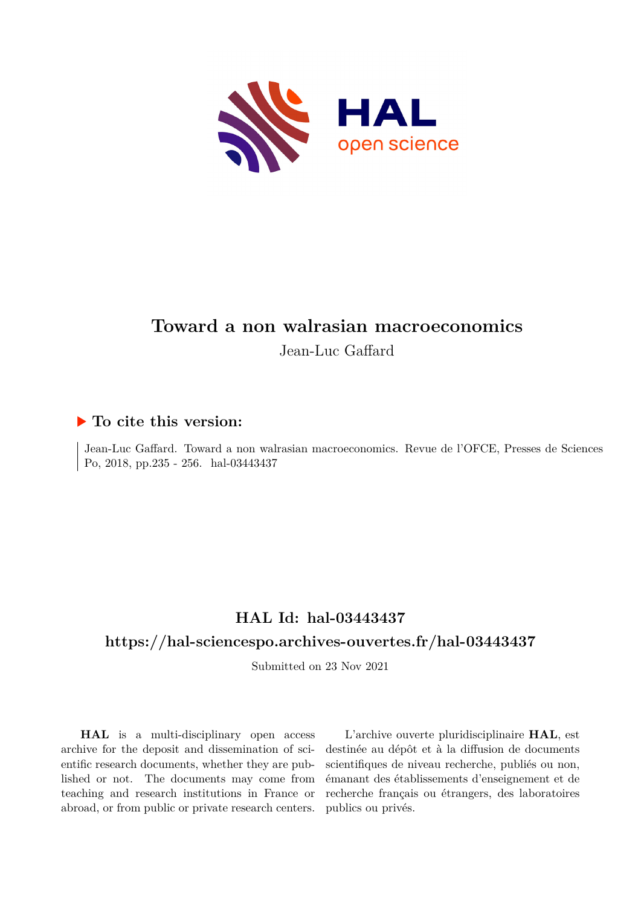# Toward a non walrasian macroeconomics

Jean-Luc Gaffard

## ▶ To cite this version:

Jean-Luc Gaffard. Toward a non walrasian macroeconomics. Revue de l'OFCE, Presses de Sciences Po, 2018, pp.235 - 256. hal-03443437

## HAL Id: hal-03443437

## https://hal-sciencespo.archives-ouvertes.fr/hal-03443437

Submitted on 23 Nov 2021

**HAL** is a multi-disciplinary open access archive for the deposit and dissemination of scientific research documents, whether they are published or not. The documents may come from teaching and research institutions in France or abroad, or from public or private research centers.

L'archive ouverte pluridisciplinaire **HAL**, est destinée au dépôt et à la diffusion de documents scientifiques de niveau recherche, publiés ou non, émanant des établissements d'enseignement et de recherche français ou étrangers, des laboratoires publics ou privés.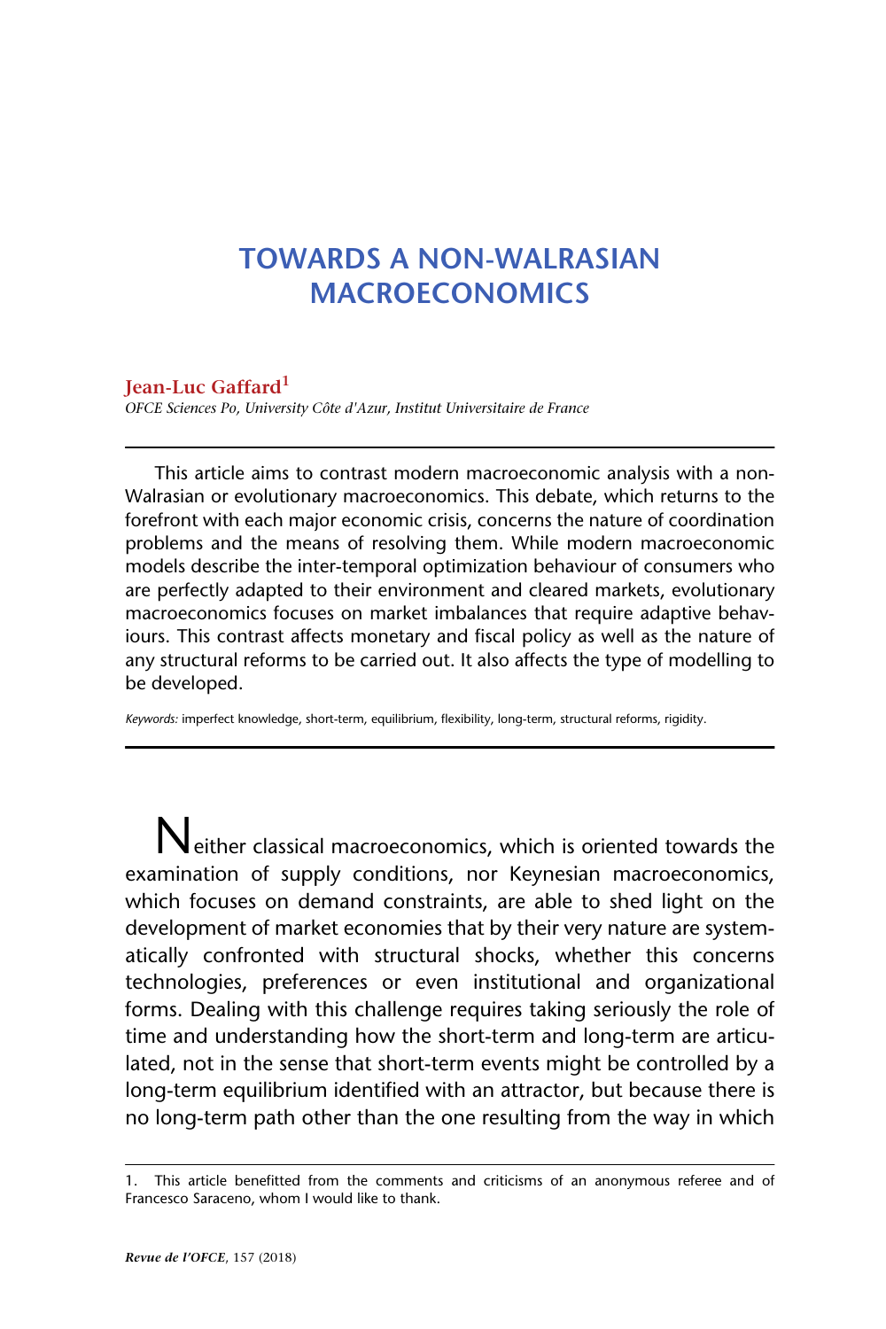# TOWARDS A NON-WALRASIAN MACROECONOMICS

**Jean-Luc Gaffard**[1]

*OFCE Sciences Po, University Côte d'Azur, Institut Universitaire de France*

This article aims to contrast modern macroeconomic analysis with a non-Walrasian or evolutionary macroeconomics. This debate, which returns to the forefront with each major economic crisis, concerns the nature of coordination problems and the means of resolving them. While modern macroeconomic models describe the inter-temporal optimization behaviour of consumers who are perfectly adapted to their environment and cleared markets, evolutionary macroeconomics focuses on market imbalances that require adaptive behaviours. This contrast affects monetary and fiscal policy as well as the nature of any structural reforms to be carried out. It also affects the type of modelling to be developed.

*Keywords:* imperfect knowledge, short-term, equilibrium, flexibility, long-term, structural reforms, rigidity.

Neither classical macroeconomics, which is oriented towards the examination of supply conditions, nor Keynesian macroeconomics, which focuses on demand constraints, are able to shed light on the development of market economies that by their very nature are systematically confronted with structural shocks, whether this concerns technologies, preferences or even institutional and organizational forms. Dealing with this challenge requires taking seriously the role of time and understanding how the short-term and long-term are articulated, not in the sense that short-term events might be controlled by a long-term equilibrium identified with an attractor, but because there is no long-term path other than the one resulting from the way in which

1. This article benefitted from the comments and criticisms of an anonymous referee and of Francesco Saraceno, whom I would like to thank.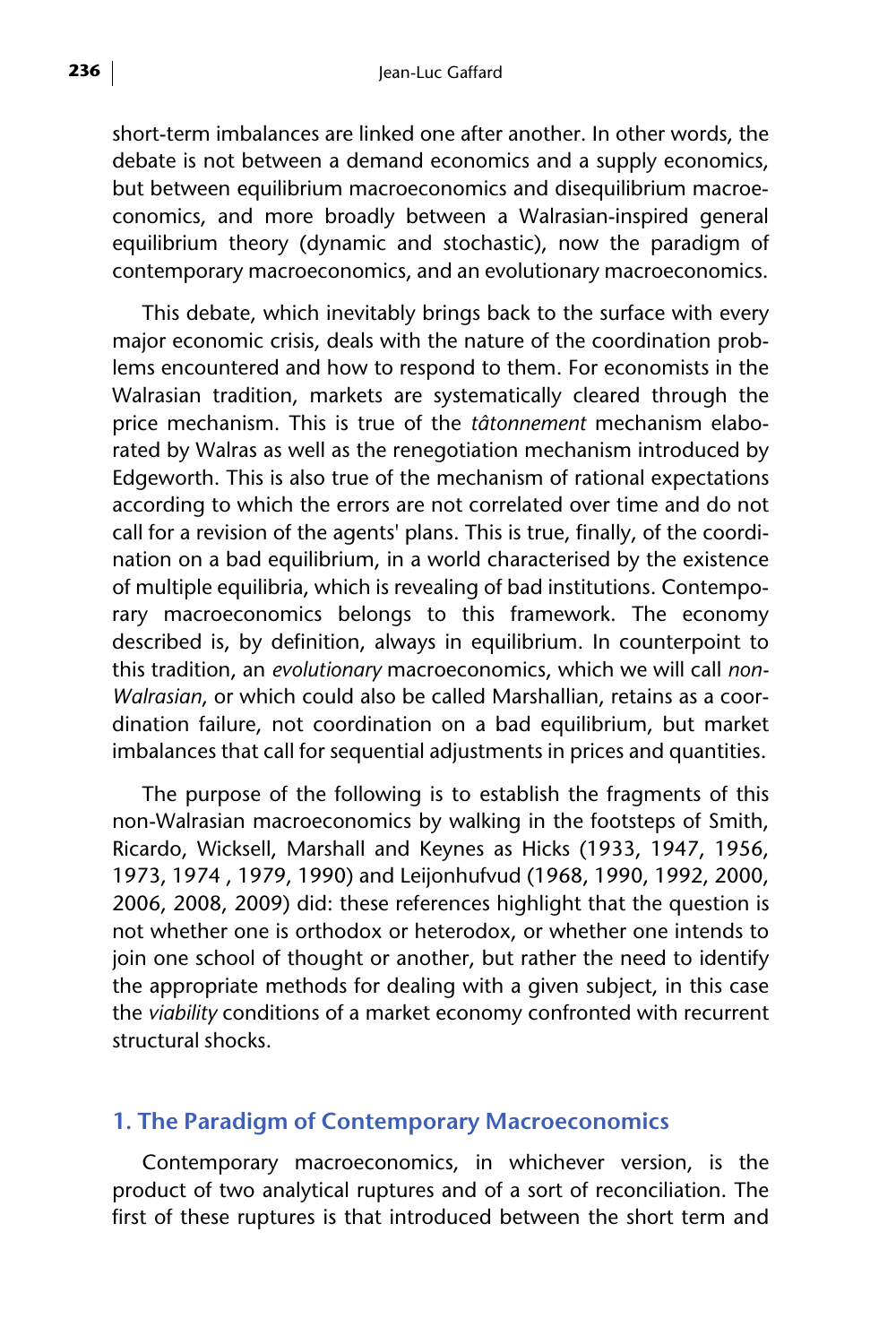short-term imbalances are linked one after another. In other words, the debate is not between a demand economics and a supply economics, but between equilibrium macroeconomics and disequilibrium macroeconomics, and more broadly between a Walrasian-inspired general equilibrium theory (dynamic and stochastic), now the paradigm of contemporary macroeconomics, and an evolutionary macroeconomics.

This debate, which inevitably brings back to the surface with every major economic crisis, deals with the nature of the coordination problems encountered and how to respond to them. For economists in the Walrasian tradition, markets are systematically cleared through the price mechanism. This is true of the *tâtonnement* mechanism elaborated by Walras as well as the renegotiation mechanism introduced by Edgeworth. This is also true of the mechanism of rational expectations according to which the errors are not correlated over time and do not call for a revision of the agents' plans. This is true, finally, of the coordination on a bad equilibrium, in a world characterised by the existence of multiple equilibria, which is revealing of bad institutions. Contemporary macroeconomics belongs to this framework. The economy described is, by definition, always in equilibrium. In counterpoint to this tradition, an *evolutionary* macroeconomics, which we will call *non-Walrasian*, or which could also be called Marshallian, retains as a coordination failure, not coordination on a bad equilibrium, but market imbalances that call for sequential adjustments in prices and quantities.

The purpose of the following is to establish the fragments of this non-Walrasian macroeconomics by walking in the footsteps of Smith, Ricardo, Wicksell, Marshall and Keynes as Hicks (1933, 1947, 1956, 1973, 1974 , 1979, 1990) and Leijonhufvud (1968, 1990, 1992, 2000, 2006, 2008, 2009) did: these references highlight that the question is not whether one is orthodox or heterodox, or whether one intends to join one school of thought or another, but rather the need to identify the appropriate methods for dealing with a given subject, in this case the *viability* conditions of a market economy confronted with recurrent structural shocks.

## 1. The Paradigm of Contemporary Macroeconomics

Contemporary macroeconomics, in whichever version, is the product of two analytical ruptures and of a sort of reconciliation. The first of these ruptures is that introduced between the short term and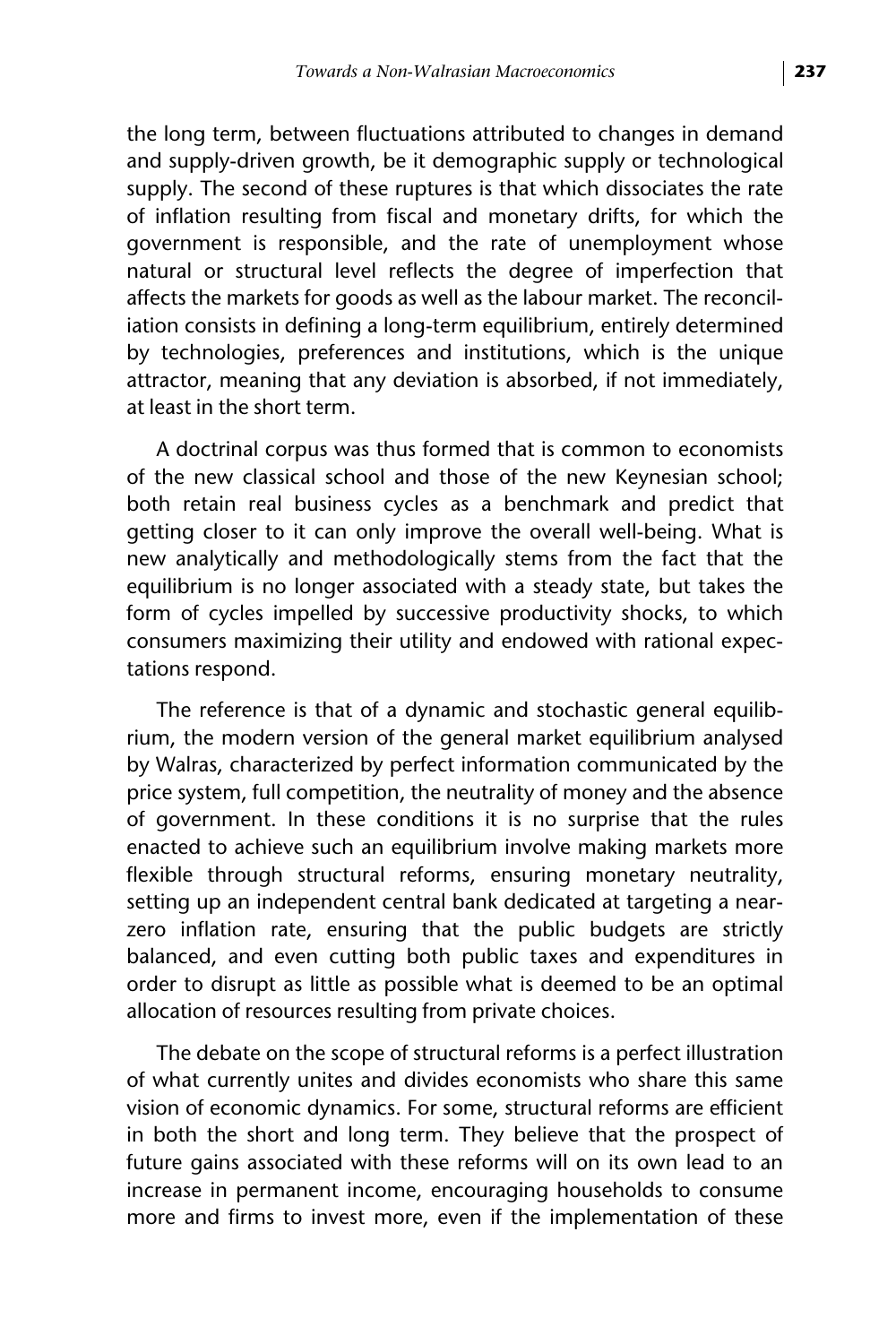the long term, between fluctuations attributed to changes in demand and supply-driven growth, be it demographic supply or technological supply. The second of these ruptures is that which dissociates the rate of inflation resulting from fiscal and monetary drifts, for which the government is responsible, and the rate of unemployment whose natural or structural level reflects the degree of imperfection that affects the markets for goods as well as the labour market. The reconciliation consists in defining a long-term equilibrium, entirely determined by technologies, preferences and institutions, which is the unique attractor, meaning that any deviation is absorbed, if not immediately, at least in the short term.

A doctrinal corpus was thus formed that is common to economists of the new classical school and those of the new Keynesian school; both retain real business cycles as a benchmark and predict that getting closer to it can only improve the overall well-being. What is new analytically and methodologically stems from the fact that the equilibrium is no longer associated with a steady state, but takes the form of cycles impelled by successive productivity shocks, to which consumers maximizing their utility and endowed with rational expectations respond.

The reference is that of a dynamic and stochastic general equilibrium, the modern version of the general market equilibrium analysed by Walras, characterized by perfect information communicated by the price system, full competition, the neutrality of money and the absence of government. In these conditions it is no surprise that the rules enacted to achieve such an equilibrium involve making markets more flexible through structural reforms, ensuring monetary neutrality, setting up an independent central bank dedicated at targeting a near-zero inflation rate, ensuring that the public budgets are strictly balanced, and even cutting both public taxes and expenditures in order to disrupt as little as possible what is deemed to be an optimal allocation of resources resulting from private choices.

The debate on the scope of structural reforms is a perfect illustration of what currently unites and divides economists who share this same vision of economic dynamics. For some, structural reforms are efficient in both the short and long term. They believe that the prospect of future gains associated with these reforms will on its own lead to an increase in permanent income, encouraging households to consume more and firms to invest more, even if the implementation of these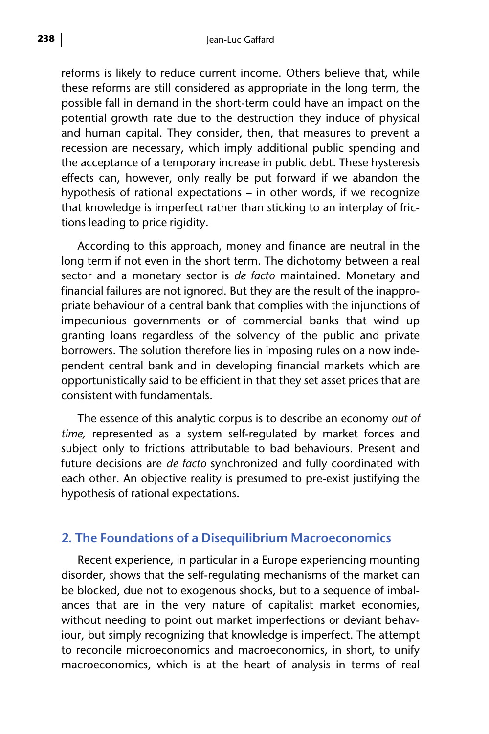reforms is likely to reduce current income. Others believe that, while these reforms are still considered as appropriate in the long term, the possible fall in demand in the short-term could have an impact on the potential growth rate due to the destruction they induce of physical and human capital. They consider, then, that measures to prevent a recession are necessary, which imply additional public spending and the acceptance of a temporary increase in public debt. These hysteresis effects can, however, only really be put forward if we abandon the hypothesis of rational expectations – in other words, if we recognize that knowledge is imperfect rather than sticking to an interplay of frictions leading to price rigidity.

According to this approach, money and finance are neutral in the long term if not even in the short term. The dichotomy between a real sector and a monetary sector is *de facto* maintained. Monetary and financial failures are not ignored. But they are the result of the inappropriate behaviour of a central bank that complies with the injunctions of impecunious governments or of commercial banks that wind up granting loans regardless of the solvency of the public and private borrowers. The solution therefore lies in imposing rules on a now independent central bank and in developing financial markets which are opportunistically said to be efficient in that they set asset prices that are consistent with fundamentals.

The essence of this analytic corpus is to describe an economy *out of time,* represented as a system self-regulated by market forces and subject only to frictions attributable to bad behaviours. Present and future decisions are *de facto* synchronized and fully coordinated with each other. An objective reality is presumed to pre-exist justifying the hypothesis of rational expectations.

## 2. The Foundations of a Disequilibrium Macroeconomics

Recent experience, in particular in a Europe experiencing mounting disorder, shows that the self-regulating mechanisms of the market can be blocked, due not to exogenous shocks, but to a sequence of imbalances that are in the very nature of capitalist market economies, without needing to point out market imperfections or deviant behaviour, but simply recognizing that knowledge is imperfect. The attempt to reconcile microeconomics and macroeconomics, in short, to unify macroeconomics, which is at the heart of analysis in terms of real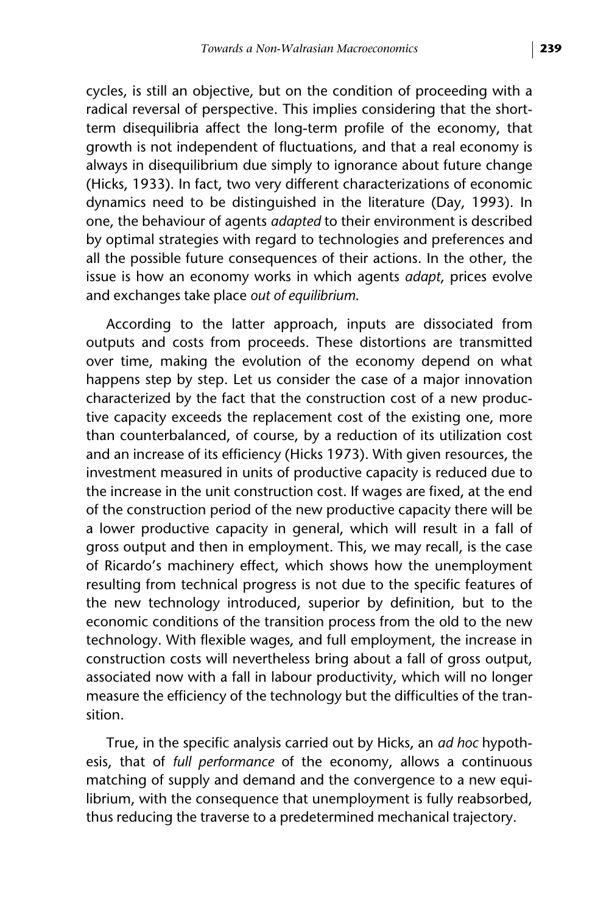cycles, is still an objective, but on the condition of proceeding with a radical reversal of perspective. This implies considering that the short-term disequilibria affect the long-term profile of the economy, that growth is not independent of fluctuations, and that a real economy is always in disequilibrium due simply to ignorance about future change (Hicks, 1933). In fact, two very different characterizations of economic dynamics need to be distinguished in the literature (Day, 1993). In one, the behaviour of agents *adapted* to their environment is described by optimal strategies with regard to technologies and preferences and all the possible future consequences of their actions. In the other, the issue is how an economy works in which agents *adapt*, prices evolve and exchanges take place *out of equilibrium*.

According to the latter approach, inputs are dissociated from outputs and costs from proceeds. These distortions are transmitted over time, making the evolution of the economy depend on what happens step by step. Let us consider the case of a major innovation characterized by the fact that the construction cost of a new productive capacity exceeds the replacement cost of the existing one, more than counterbalanced, of course, by a reduction of its utilization cost and an increase of its efficiency (Hicks 1973). With given resources, the investment measured in units of productive capacity is reduced due to the increase in the unit construction cost. If wages are fixed, at the end of the construction period of the new productive capacity there will be a lower productive capacity in general, which will result in a fall of gross output and then in employment. This, we may recall, is the case of Ricardo's machinery effect, which shows how the unemployment resulting from technical progress is not due to the specific features of the new technology introduced, superior by definition, but to the economic conditions of the transition process from the old to the new technology. With flexible wages, and full employment, the increase in construction costs will nevertheless bring about a fall of gross output, associated now with a fall in labour productivity, which will no longer measure the efficiency of the technology but the difficulties of the transition.

True, in the specific analysis carried out by Hicks, an *ad hoc* hypothesis, that of *full performance* of the economy, allows a continuous matching of supply and demand and the convergence to a new equilibrium, with the consequence that unemployment is fully reabsorbed, thus reducing the traverse to a predetermined mechanical trajectory.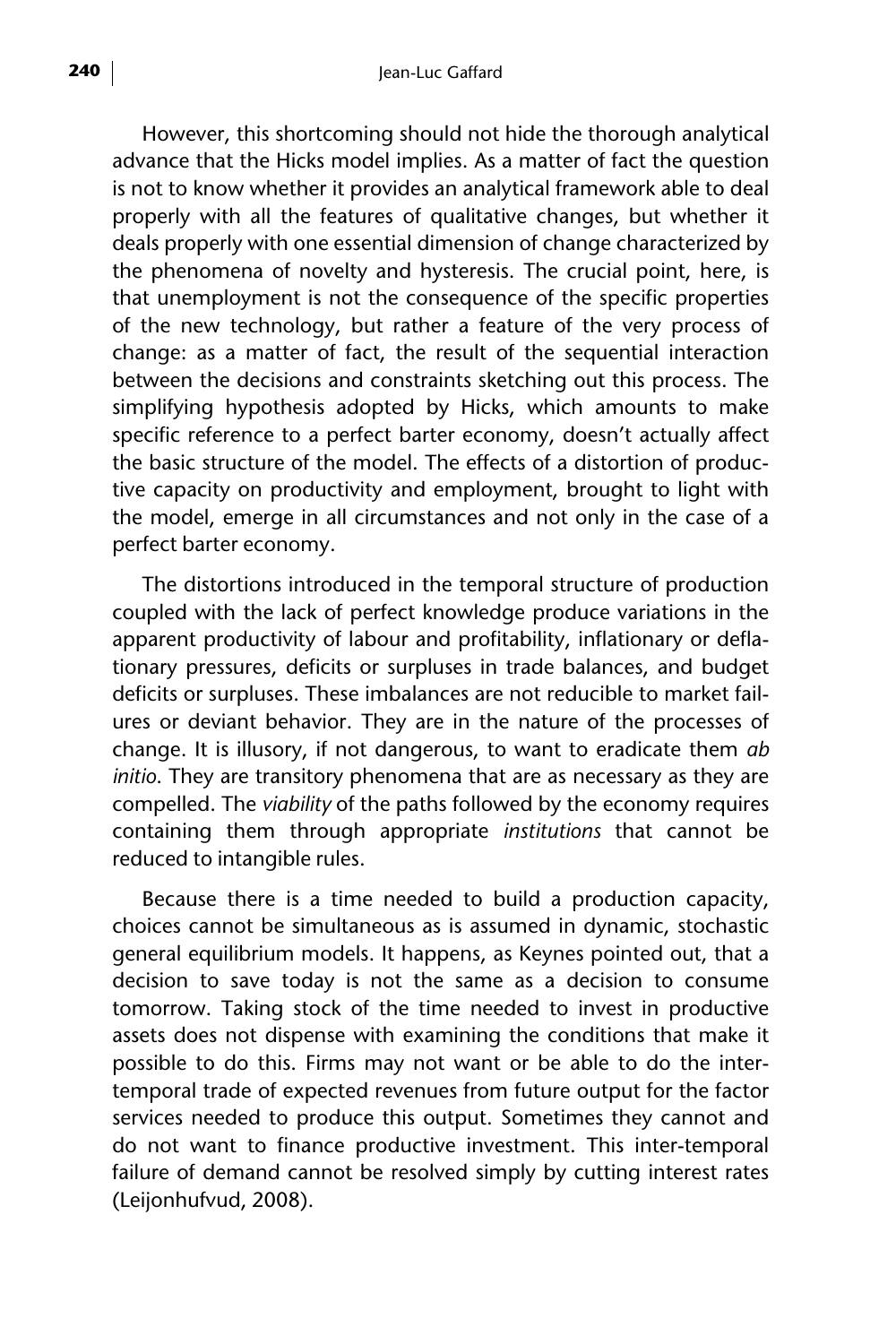However, this shortcoming should not hide the thorough analytical advance that the Hicks model implies. As a matter of fact the question is not to know whether it provides an analytical framework able to deal properly with all the features of qualitative changes, but whether it deals properly with one essential dimension of change characterized by the phenomena of novelty and hysteresis. The crucial point, here, is that unemployment is not the consequence of the specific properties of the new technology, but rather a feature of the very process of change: as a matter of fact, the result of the sequential interaction between the decisions and constraints sketching out this process. The simplifying hypothesis adopted by Hicks, which amounts to make specific reference to a perfect barter economy, doesn't actually affect the basic structure of the model. The effects of a distortion of productive capacity on productivity and employment, brought to light with the model, emerge in all circumstances and not only in the case of a perfect barter economy.

The distortions introduced in the temporal structure of production coupled with the lack of perfect knowledge produce variations in the apparent productivity of labour and profitability, inflationary or deflationary pressures, deficits or surpluses in trade balances, and budget deficits or surpluses. These imbalances are not reducible to market failures or deviant behavior. They are in the nature of the processes of change. It is illusory, if not dangerous, to want to eradicate them *ab initio*. They are transitory phenomena that are as necessary as they are compelled. The *viability* of the paths followed by the economy requires containing them through appropriate *institutions* that cannot be reduced to intangible rules.

Because there is a time needed to build a production capacity, choices cannot be simultaneous as is assumed in dynamic, stochastic general equilibrium models. It happens, as Keynes pointed out, that a decision to save today is not the same as a decision to consume tomorrow. Taking stock of the time needed to invest in productive assets does not dispense with examining the conditions that make it possible to do this. Firms may not want or be able to do the inter-temporal trade of expected revenues from future output for the factor services needed to produce this output. Sometimes they cannot and do not want to finance productive investment. This inter-temporal failure of demand cannot be resolved simply by cutting interest rates (Leijonhufvud, 2008).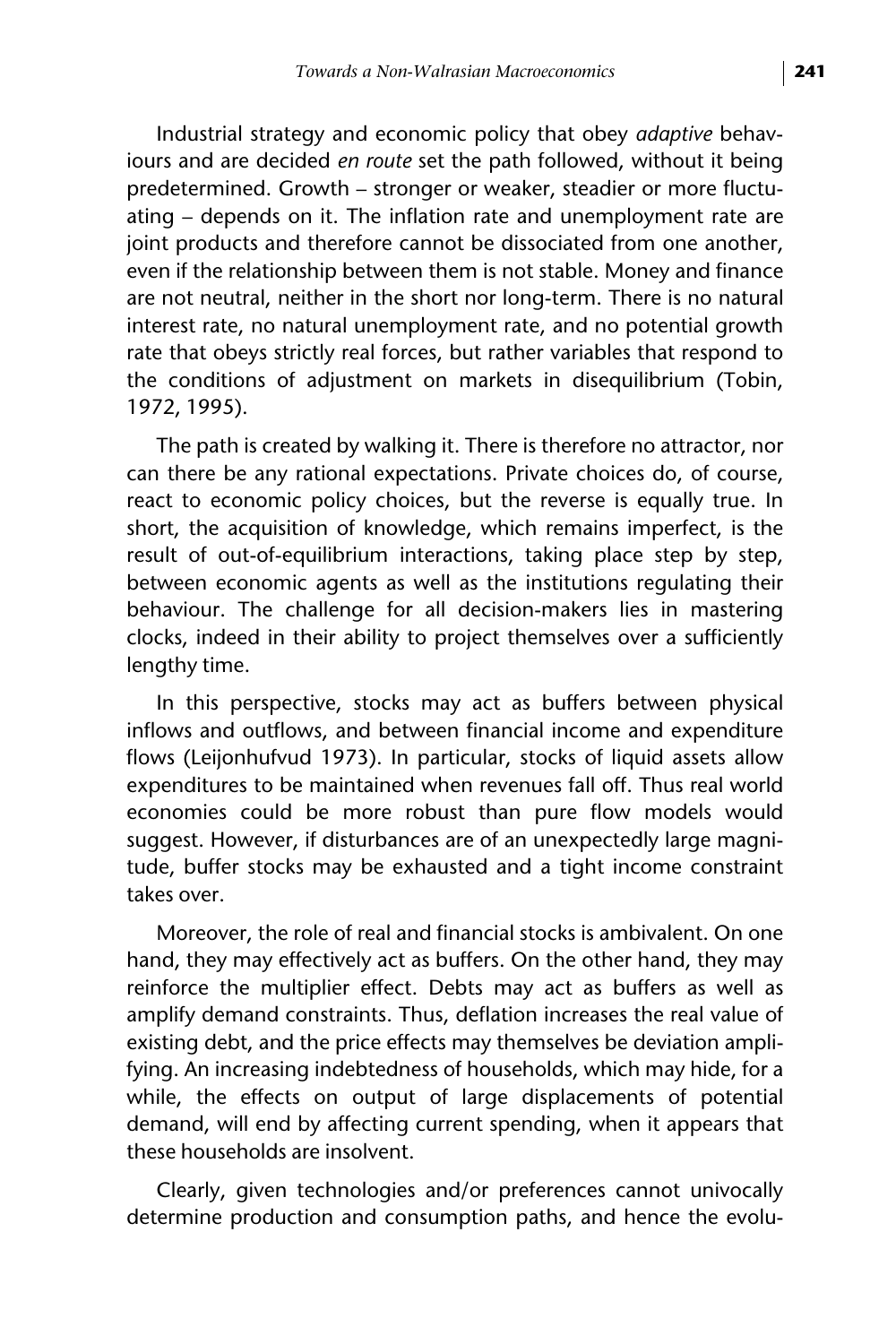Industrial strategy and economic policy that obey *adaptive* behaviours and are decided *en route* set the path followed, without it being predetermined. Growth – stronger or weaker, steadier or more fluctuating – depends on it. The inflation rate and unemployment rate are joint products and therefore cannot be dissociated from one another, even if the relationship between them is not stable. Money and finance are not neutral, neither in the short nor long-term. There is no natural interest rate, no natural unemployment rate, and no potential growth rate that obeys strictly real forces, but rather variables that respond to the conditions of adjustment on markets in disequilibrium (Tobin, 1972, 1995).

The path is created by walking it. There is therefore no attractor, nor can there be any rational expectations. Private choices do, of course, react to economic policy choices, but the reverse is equally true. In short, the acquisition of knowledge, which remains imperfect, is the result of out-of-equilibrium interactions, taking place step by step, between economic agents as well as the institutions regulating their behaviour. The challenge for all decision-makers lies in mastering clocks, indeed in their ability to project themselves over a sufficiently lengthy time.

In this perspective, stocks may act as buffers between physical inflows and outflows, and between financial income and expenditure flows (Leijonhufvud 1973). In particular, stocks of liquid assets allow expenditures to be maintained when revenues fall off. Thus real world economies could be more robust than pure flow models would suggest. However, if disturbances are of an unexpectedly large magnitude, buffer stocks may be exhausted and a tight income constraint takes over.

Moreover, the role of real and financial stocks is ambivalent. On one hand, they may effectively act as buffers. On the other hand, they may reinforce the multiplier effect. Debts may act as buffers as well as amplify demand constraints. Thus, deflation increases the real value of existing debt, and the price effects may themselves be deviation amplifying. An increasing indebtedness of households, which may hide, for a while, the effects on output of large displacements of potential demand, will end by affecting current spending, when it appears that these households are insolvent.

Clearly, given technologies and/or preferences cannot univocally determine production and consumption paths, and hence the evolu-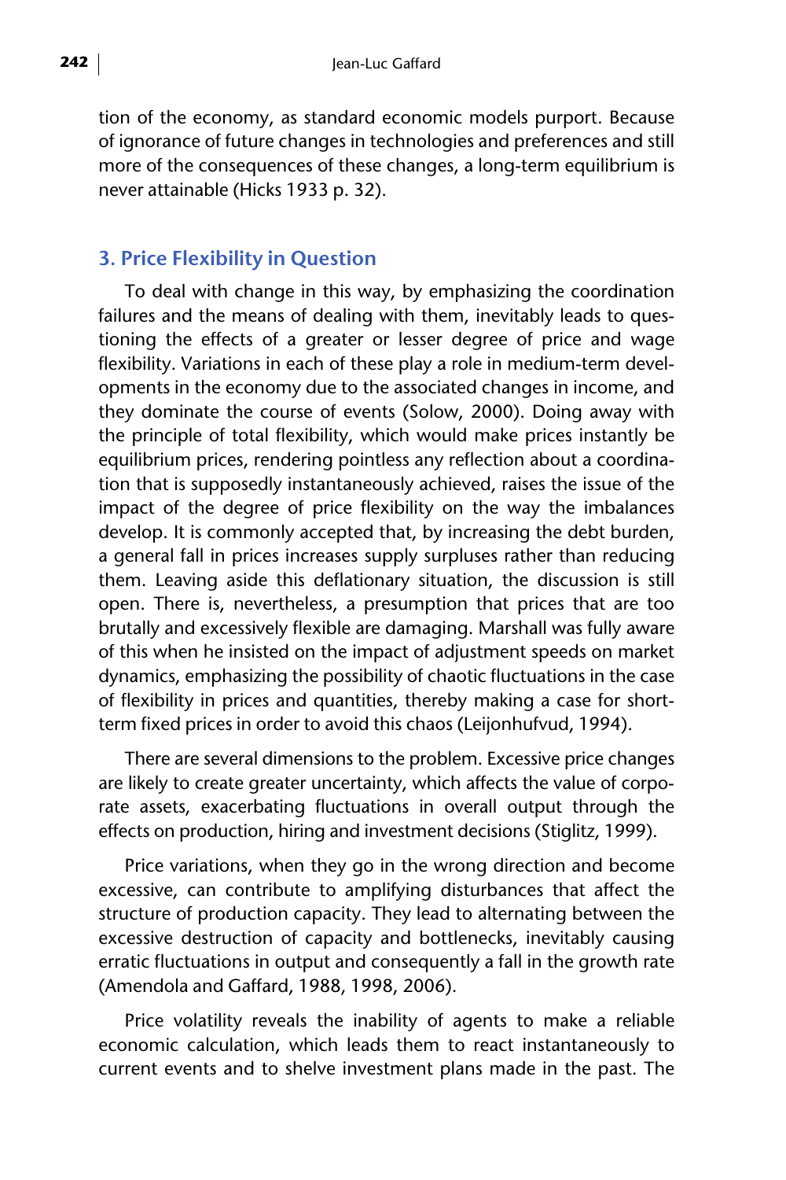tion of the economy, as standard economic models purport. Because of ignorance of future changes in technologies and preferences and still more of the consequences of these changes, a long-term equilibrium is never attainable (Hicks 1933 p. 32).

## 3. Price Flexibility in Question

To deal with change in this way, by emphasizing the coordination failures and the means of dealing with them, inevitably leads to questioning the effects of a greater or lesser degree of price and wage flexibility. Variations in each of these play a role in medium-term developments in the economy due to the associated changes in income, and they dominate the course of events (Solow, 2000). Doing away with the principle of total flexibility, which would make prices instantly be equilibrium prices, rendering pointless any reflection about a coordination that is supposedly instantaneously achieved, raises the issue of the impact of the degree of price flexibility on the way the imbalances develop. It is commonly accepted that, by increasing the debt burden, a general fall in prices increases supply surpluses rather than reducing them. Leaving aside this deflationary situation, the discussion is still open. There is, nevertheless, a presumption that prices that are too brutally and excessively flexible are damaging. Marshall was fully aware of this when he insisted on the impact of adjustment speeds on market dynamics, emphasizing the possibility of chaotic fluctuations in the case of flexibility in prices and quantities, thereby making a case for short-term fixed prices in order to avoid this chaos (Leijonhufvud, 1994).

There are several dimensions to the problem. Excessive price changes are likely to create greater uncertainty, which affects the value of corporate assets, exacerbating fluctuations in overall output through the effects on production, hiring and investment decisions (Stiglitz, 1999).

Price variations, when they go in the wrong direction and become excessive, can contribute to amplifying disturbances that affect the structure of production capacity. They lead to alternating between the excessive destruction of capacity and bottlenecks, inevitably causing erratic fluctuations in output and consequently a fall in the growth rate (Amendola and Gaffard, 1988, 1998, 2006).

Price volatility reveals the inability of agents to make a reliable economic calculation, which leads them to react instantaneously to current events and to shelve investment plans made in the past. The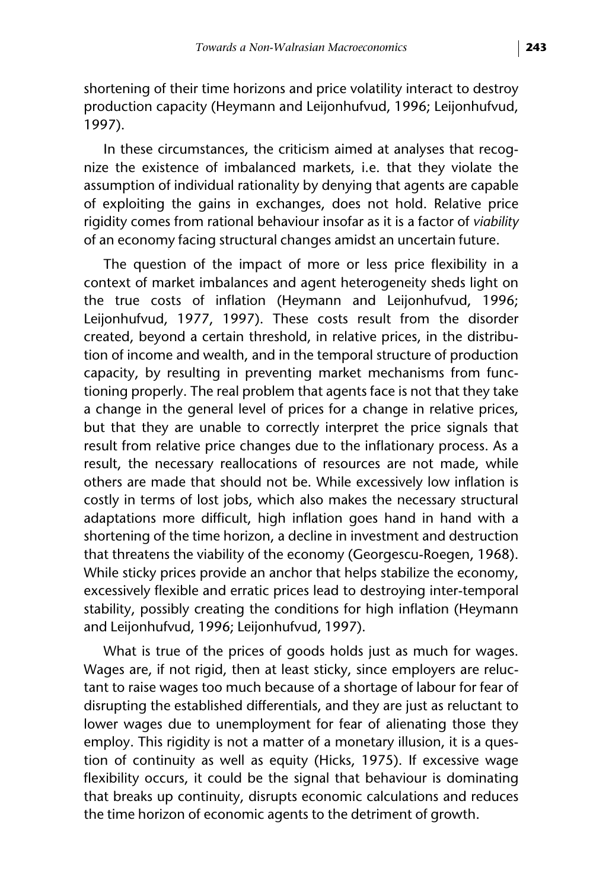shortening of their time horizons and price volatility interact to destroy production capacity (Heymann and Leijonhufvud, 1996; Leijonhufvud, 1997).

In these circumstances, the criticism aimed at analyses that recognize the existence of imbalanced markets, i.e. that they violate the assumption of individual rationality by denying that agents are capable of exploiting the gains in exchanges, does not hold. Relative price rigidity comes from rational behaviour insofar as it is a factor of *viability* of an economy facing structural changes amidst an uncertain future.

The question of the impact of more or less price flexibility in a context of market imbalances and agent heterogeneity sheds light on the true costs of inflation (Heymann and Leijonhufvud, 1996; Leijonhufvud, 1977, 1997). These costs result from the disorder created, beyond a certain threshold, in relative prices, in the distribution of income and wealth, and in the temporal structure of production capacity, by resulting in preventing market mechanisms from functioning properly. The real problem that agents face is not that they take a change in the general level of prices for a change in relative prices, but that they are unable to correctly interpret the price signals that result from relative price changes due to the inflationary process. As a result, the necessary reallocations of resources are not made, while others are made that should not be. While excessively low inflation is costly in terms of lost jobs, which also makes the necessary structural adaptations more difficult, high inflation goes hand in hand with a shortening of the time horizon, a decline in investment and destruction that threatens the viability of the economy (Georgescu-Roegen, 1968). While sticky prices provide an anchor that helps stabilize the economy, excessively flexible and erratic prices lead to destroying inter-temporal stability, possibly creating the conditions for high inflation (Heymann and Leijonhufvud, 1996; Leijonhufvud, 1997).

What is true of the prices of goods holds just as much for wages. Wages are, if not rigid, then at least sticky, since employers are reluctant to raise wages too much because of a shortage of labour for fear of disrupting the established differentials, and they are just as reluctant to lower wages due to unemployment for fear of alienating those they employ. This rigidity is not a matter of a monetary illusion, it is a question of continuity as well as equity (Hicks, 1975). If excessive wage flexibility occurs, it could be the signal that behaviour is dominating that breaks up continuity, disrupts economic calculations and reduces the time horizon of economic agents to the detriment of growth.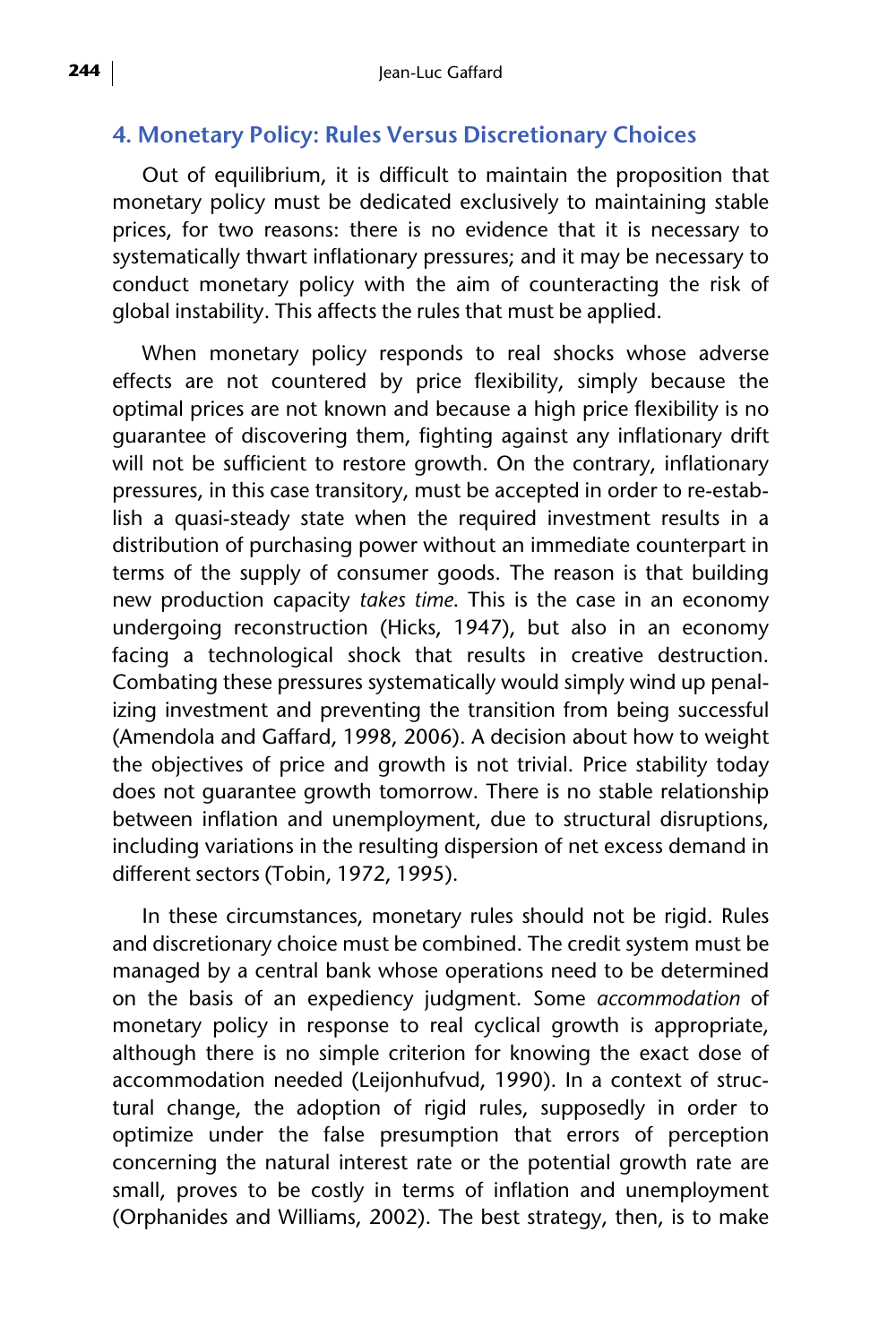## 4. Monetary Policy: Rules Versus Discretionary Choices

Out of equilibrium, it is difficult to maintain the proposition that monetary policy must be dedicated exclusively to maintaining stable prices, for two reasons: there is no evidence that it is necessary to systematically thwart inflationary pressures; and it may be necessary to conduct monetary policy with the aim of counteracting the risk of global instability. This affects the rules that must be applied.

When monetary policy responds to real shocks whose adverse effects are not countered by price flexibility, simply because the optimal prices are not known and because a high price flexibility is no guarantee of discovering them, fighting against any inflationary drift will not be sufficient to restore growth. On the contrary, inflationary pressures, in this case transitory, must be accepted in order to re-establish a quasi-steady state when the required investment results in a distribution of purchasing power without an immediate counterpart in terms of the supply of consumer goods. The reason is that building new production capacity *takes time*. This is the case in an economy undergoing reconstruction (Hicks, 1947), but also in an economy facing a technological shock that results in creative destruction. Combating these pressures systematically would simply wind up penalizing investment and preventing the transition from being successful (Amendola and Gaffard, 1998, 2006). A decision about how to weight the objectives of price and growth is not trivial. Price stability today does not guarantee growth tomorrow. There is no stable relationship between inflation and unemployment, due to structural disruptions, including variations in the resulting dispersion of net excess demand in different sectors (Tobin, 1972, 1995).

In these circumstances, monetary rules should not be rigid. Rules and discretionary choice must be combined. The credit system must be managed by a central bank whose operations need to be determined on the basis of an expediency judgment. Some *accommodation* of monetary policy in response to real cyclical growth is appropriate, although there is no simple criterion for knowing the exact dose of accommodation needed (Leijonhufvud, 1990). In a context of structural change, the adoption of rigid rules, supposedly in order to optimize under the false presumption that errors of perception concerning the natural interest rate or the potential growth rate are small, proves to be costly in terms of inflation and unemployment (Orphanides and Williams, 2002). The best strategy, then, is to make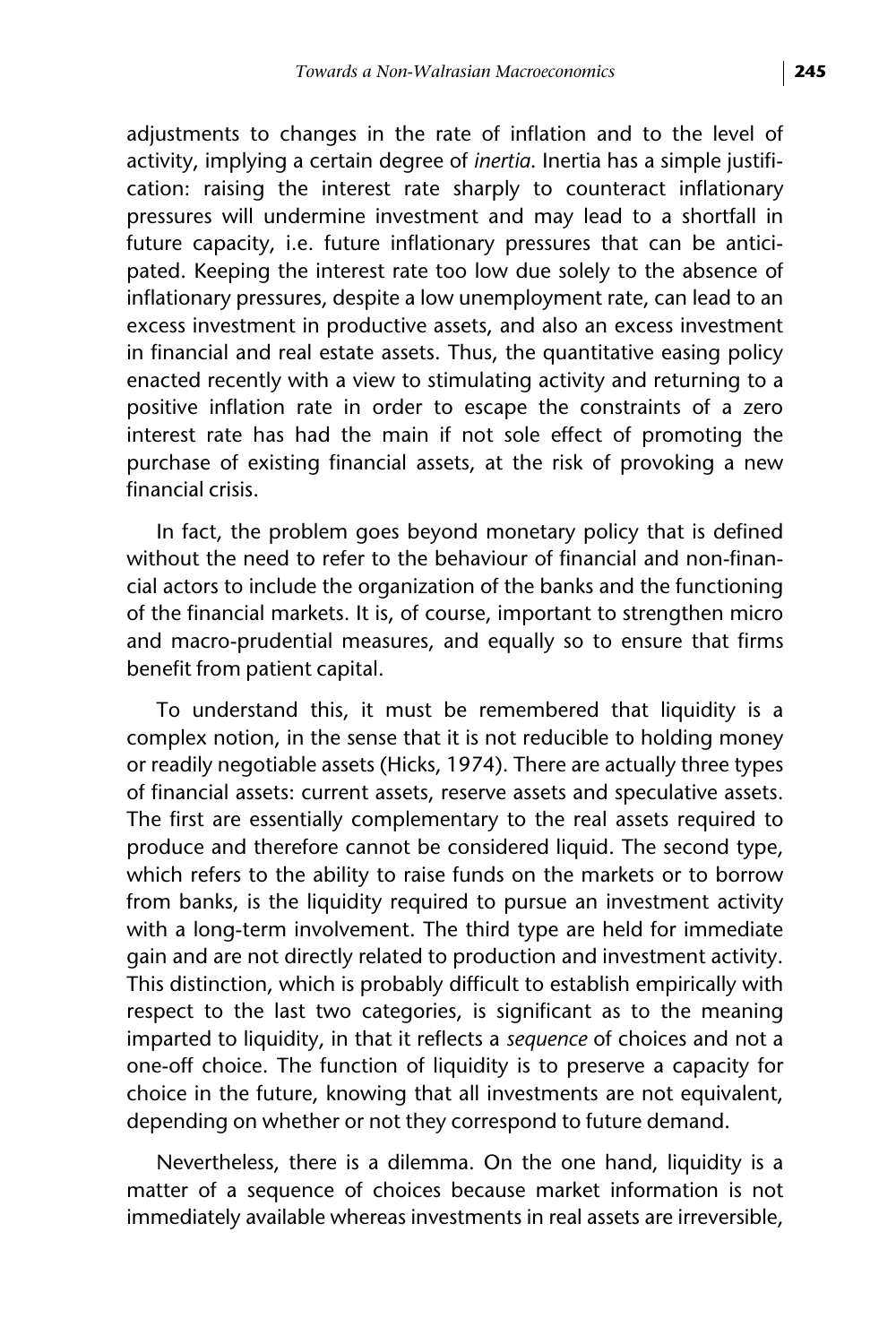adjustments to changes in the rate of inflation and to the level of activity, implying a certain degree of *inertia*. Inertia has a simple justification: raising the interest rate sharply to counteract inflationary pressures will undermine investment and may lead to a shortfall in future capacity, i.e. future inflationary pressures that can be anticipated. Keeping the interest rate too low due solely to the absence of inflationary pressures, despite a low unemployment rate, can lead to an excess investment in productive assets, and also an excess investment in financial and real estate assets. Thus, the quantitative easing policy enacted recently with a view to stimulating activity and returning to a positive inflation rate in order to escape the constraints of a zero interest rate has had the main if not sole effect of promoting the purchase of existing financial assets, at the risk of provoking a new financial crisis.

In fact, the problem goes beyond monetary policy that is defined without the need to refer to the behaviour of financial and non-financial actors to include the organization of the banks and the functioning of the financial markets. It is, of course, important to strengthen micro and macro-prudential measures, and equally so to ensure that firms benefit from patient capital.

To understand this, it must be remembered that liquidity is a complex notion, in the sense that it is not reducible to holding money or readily negotiable assets (Hicks, 1974). There are actually three types of financial assets: current assets, reserve assets and speculative assets. The first are essentially complementary to the real assets required to produce and therefore cannot be considered liquid. The second type, which refers to the ability to raise funds on the markets or to borrow from banks, is the liquidity required to pursue an investment activity with a long-term involvement. The third type are held for immediate gain and are not directly related to production and investment activity. This distinction, which is probably difficult to establish empirically with respect to the last two categories, is significant as to the meaning imparted to liquidity, in that it reflects a *sequence* of choices and not a one-off choice. The function of liquidity is to preserve a capacity for choice in the future, knowing that all investments are not equivalent, depending on whether or not they correspond to future demand.

Nevertheless, there is a dilemma. On the one hand, liquidity is a matter of a sequence of choices because market information is not immediately available whereas investments in real assets are irreversible,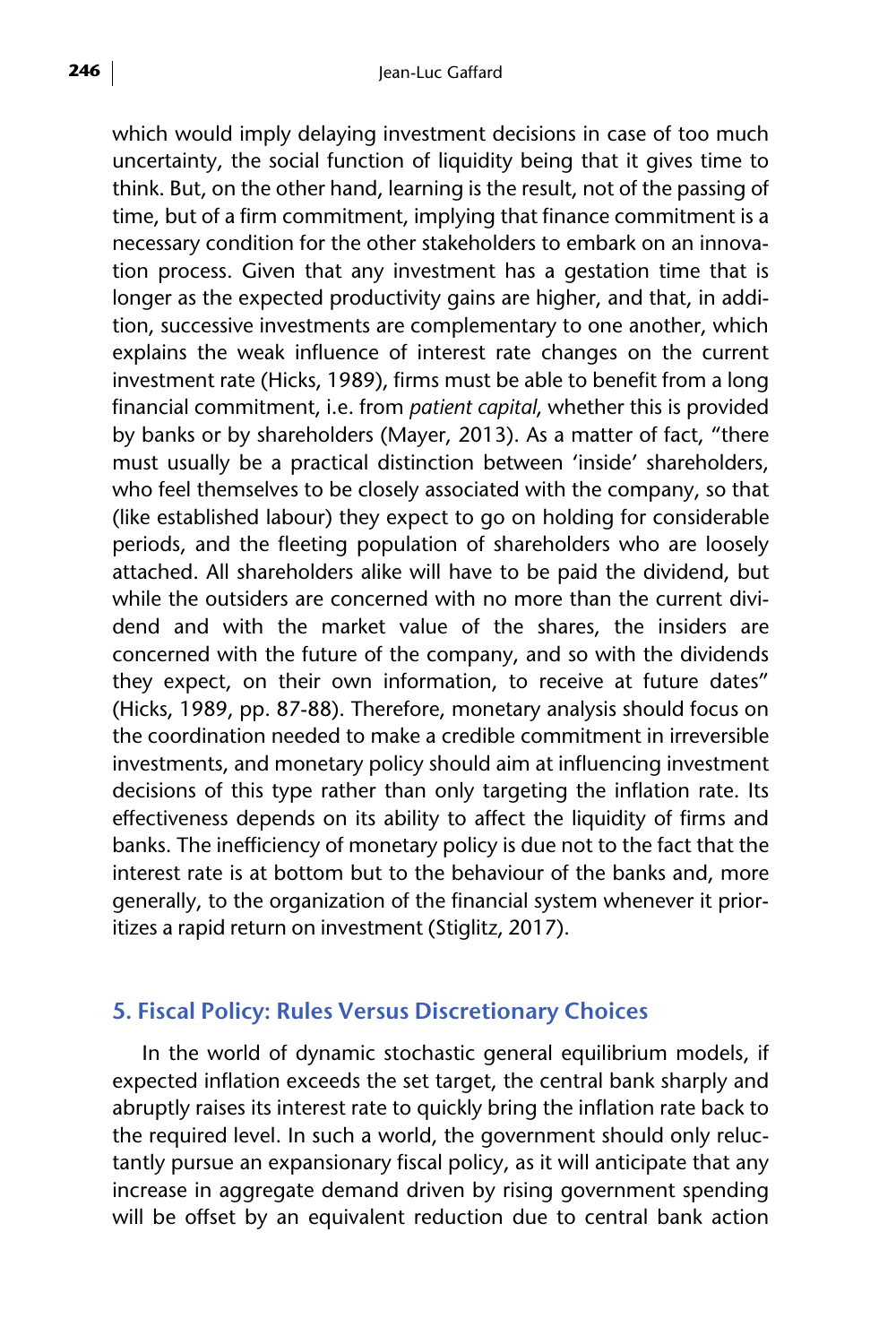which would imply delaying investment decisions in case of too much uncertainty, the social function of liquidity being that it gives time to think. But, on the other hand, learning is the result, not of the passing of time, but of a firm commitment, implying that finance commitment is a necessary condition for the other stakeholders to embark on an innovation process. Given that any investment has a gestation time that is longer as the expected productivity gains are higher, and that, in addition, successive investments are complementary to one another, which explains the weak influence of interest rate changes on the current investment rate (Hicks, 1989), firms must be able to benefit from a long financial commitment, i.e. from *patient capital*, whether this is provided by banks or by shareholders (Mayer, 2013). As a matter of fact, "there must usually be a practical distinction between 'inside' shareholders, who feel themselves to be closely associated with the company, so that (like established labour) they expect to go on holding for considerable periods, and the fleeting population of shareholders who are loosely attached. All shareholders alike will have to be paid the dividend, but while the outsiders are concerned with no more than the current dividend and with the market value of the shares, the insiders are concerned with the future of the company, and so with the dividends they expect, on their own information, to receive at future dates" (Hicks, 1989, pp. 87-88). Therefore, monetary analysis should focus on the coordination needed to make a credible commitment in irreversible investments, and monetary policy should aim at influencing investment decisions of this type rather than only targeting the inflation rate. Its effectiveness depends on its ability to affect the liquidity of firms and banks. The inefficiency of monetary policy is due not to the fact that the interest rate is at bottom but to the behaviour of the banks and, more generally, to the organization of the financial system whenever it prioritizes a rapid return on investment (Stiglitz, 2017).

## 5. Fiscal Policy: Rules Versus Discretionary Choices

In the world of dynamic stochastic general equilibrium models, if expected inflation exceeds the set target, the central bank sharply and abruptly raises its interest rate to quickly bring the inflation rate back to the required level. In such a world, the government should only reluctantly pursue an expansionary fiscal policy, as it will anticipate that any increase in aggregate demand driven by rising government spending will be offset by an equivalent reduction due to central bank action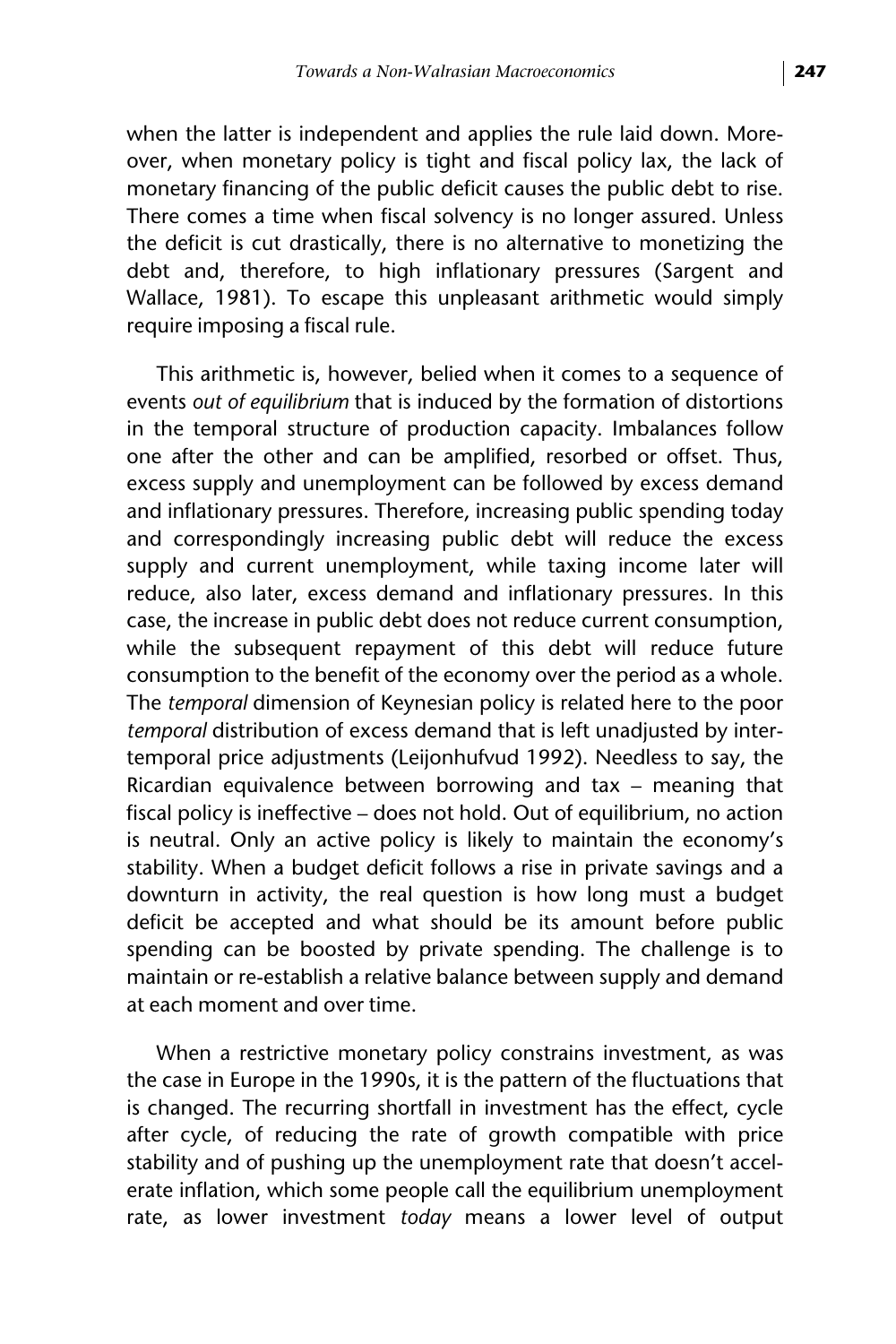when the latter is independent and applies the rule laid down. Moreover, when monetary policy is tight and fiscal policy lax, the lack of monetary financing of the public deficit causes the public debt to rise. There comes a time when fiscal solvency is no longer assured. Unless the deficit is cut drastically, there is no alternative to monetizing the debt and, therefore, to high inflationary pressures (Sargent and Wallace, 1981). To escape this unpleasant arithmetic would simply require imposing a fiscal rule.

This arithmetic is, however, belied when it comes to a sequence of events *out of equilibrium* that is induced by the formation of distortions in the temporal structure of production capacity. Imbalances follow one after the other and can be amplified, resorbed or offset. Thus, excess supply and unemployment can be followed by excess demand and inflationary pressures. Therefore, increasing public spending today and correspondingly increasing public debt will reduce the excess supply and current unemployment, while taxing income later will reduce, also later, excess demand and inflationary pressures. In this case, the increase in public debt does not reduce current consumption, while the subsequent repayment of this debt will reduce future consumption to the benefit of the economy over the period as a whole. The *temporal* dimension of Keynesian policy is related here to the poor *temporal* distribution of excess demand that is left unadjusted by intertemporal price adjustments (Leijonhufvud 1992). Needless to say, the Ricardian equivalence between borrowing and tax – meaning that fiscal policy is ineffective – does not hold. Out of equilibrium, no action is neutral. Only an active policy is likely to maintain the economy's stability. When a budget deficit follows a rise in private savings and a downturn in activity, the real question is how long must a budget deficit be accepted and what should be its amount before public spending can be boosted by private spending. The challenge is to maintain or re-establish a relative balance between supply and demand at each moment and over time.

When a restrictive monetary policy constrains investment, as was the case in Europe in the 1990s, it is the pattern of the fluctuations that is changed. The recurring shortfall in investment has the effect, cycle after cycle, of reducing the rate of growth compatible with price stability and of pushing up the unemployment rate that doesn't accelerate inflation, which some people call the equilibrium unemployment rate, as lower investment *today* means a lower level of output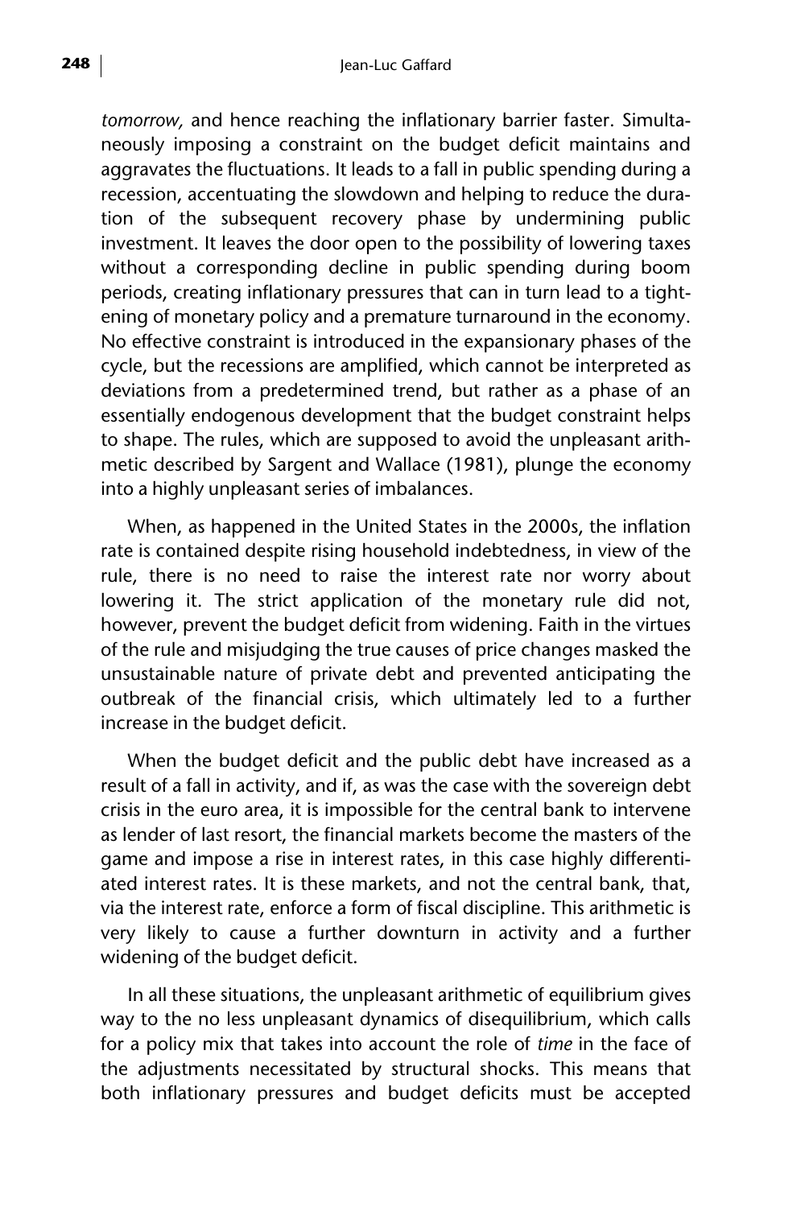*tomorrow,* and hence reaching the inflationary barrier faster. Simultaneously imposing a constraint on the budget deficit maintains and aggravates the fluctuations. It leads to a fall in public spending during a recession, accentuating the slowdown and helping to reduce the duration of the subsequent recovery phase by undermining public investment. It leaves the door open to the possibility of lowering taxes without a corresponding decline in public spending during boom periods, creating inflationary pressures that can in turn lead to a tightening of monetary policy and a premature turnaround in the economy. No effective constraint is introduced in the expansionary phases of the cycle, but the recessions are amplified, which cannot be interpreted as deviations from a predetermined trend, but rather as a phase of an essentially endogenous development that the budget constraint helps to shape. The rules, which are supposed to avoid the unpleasant arithmetic described by Sargent and Wallace (1981), plunge the economy into a highly unpleasant series of imbalances.

When, as happened in the United States in the 2000s, the inflation rate is contained despite rising household indebtedness, in view of the rule, there is no need to raise the interest rate nor worry about lowering it. The strict application of the monetary rule did not, however, prevent the budget deficit from widening. Faith in the virtues of the rule and misjudging the true causes of price changes masked the unsustainable nature of private debt and prevented anticipating the outbreak of the financial crisis, which ultimately led to a further increase in the budget deficit.

When the budget deficit and the public debt have increased as a result of a fall in activity, and if, as was the case with the sovereign debt crisis in the euro area, it is impossible for the central bank to intervene as lender of last resort, the financial markets become the masters of the game and impose a rise in interest rates, in this case highly differentiated interest rates. It is these markets, and not the central bank, that, via the interest rate, enforce a form of fiscal discipline. This arithmetic is very likely to cause a further downturn in activity and a further widening of the budget deficit.

In all these situations, the unpleasant arithmetic of equilibrium gives way to the no less unpleasant dynamics of disequilibrium, which calls for a policy mix that takes into account the role of *time* in the face of the adjustments necessitated by structural shocks. This means that both inflationary pressures and budget deficits must be accepted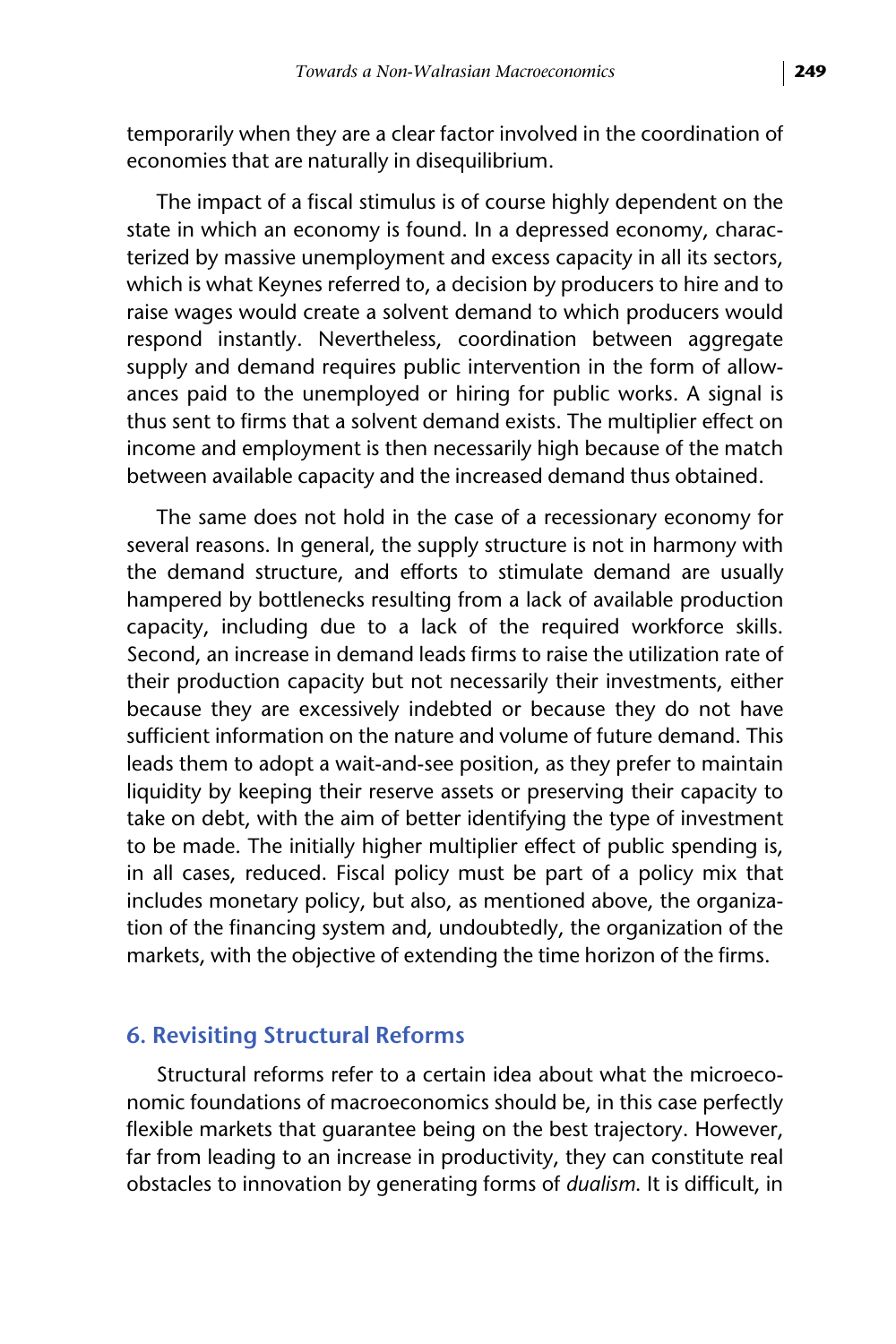temporarily when they are a clear factor involved in the coordination of economies that are naturally in disequilibrium.

The impact of a fiscal stimulus is of course highly dependent on the state in which an economy is found. In a depressed economy, characterized by massive unemployment and excess capacity in all its sectors, which is what Keynes referred to, a decision by producers to hire and to raise wages would create a solvent demand to which producers would respond instantly. Nevertheless, coordination between aggregate supply and demand requires public intervention in the form of allowances paid to the unemployed or hiring for public works. A signal is thus sent to firms that a solvent demand exists. The multiplier effect on income and employment is then necessarily high because of the match between available capacity and the increased demand thus obtained.

The same does not hold in the case of a recessionary economy for several reasons. In general, the supply structure is not in harmony with the demand structure, and efforts to stimulate demand are usually hampered by bottlenecks resulting from a lack of available production capacity, including due to a lack of the required workforce skills. Second, an increase in demand leads firms to raise the utilization rate of their production capacity but not necessarily their investments, either because they are excessively indebted or because they do not have sufficient information on the nature and volume of future demand. This leads them to adopt a wait-and-see position, as they prefer to maintain liquidity by keeping their reserve assets or preserving their capacity to take on debt, with the aim of better identifying the type of investment to be made. The initially higher multiplier effect of public spending is, in all cases, reduced. Fiscal policy must be part of a policy mix that includes monetary policy, but also, as mentioned above, the organization of the financing system and, undoubtedly, the organization of the markets, with the objective of extending the time horizon of the firms.

## 6. Revisiting Structural Reforms

Structural reforms refer to a certain idea about what the microeconomic foundations of macroeconomics should be, in this case perfectly flexible markets that guarantee being on the best trajectory. However, far from leading to an increase in productivity, they can constitute real obstacles to innovation by generating forms of *dualism*. It is difficult, in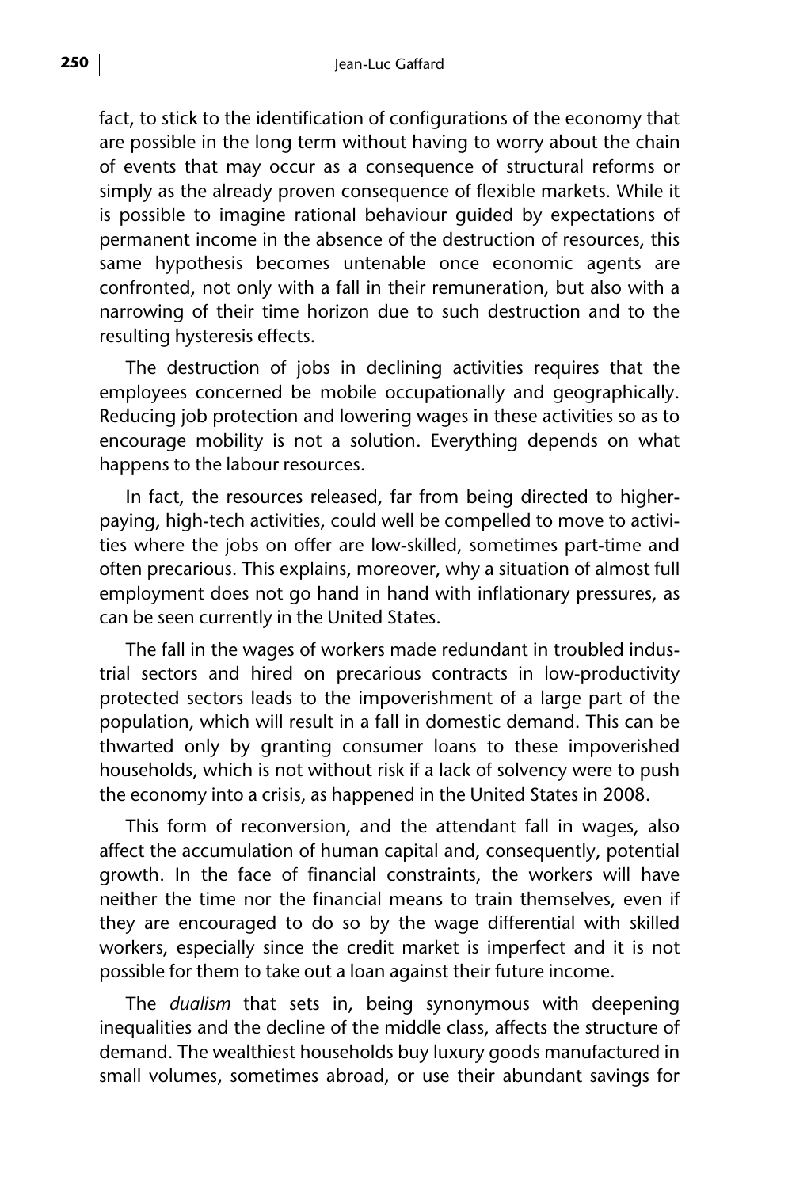fact, to stick to the identification of configurations of the economy that are possible in the long term without having to worry about the chain of events that may occur as a consequence of structural reforms or simply as the already proven consequence of flexible markets. While it is possible to imagine rational behaviour guided by expectations of permanent income in the absence of the destruction of resources, this same hypothesis becomes untenable once economic agents are confronted, not only with a fall in their remuneration, but also with a narrowing of their time horizon due to such destruction and to the resulting hysteresis effects.

The destruction of jobs in declining activities requires that the employees concerned be mobile occupationally and geographically. Reducing job protection and lowering wages in these activities so as to encourage mobility is not a solution. Everything depends on what happens to the labour resources.

In fact, the resources released, far from being directed to higher-paying, high-tech activities, could well be compelled to move to activities where the jobs on offer are low-skilled, sometimes part-time and often precarious. This explains, moreover, why a situation of almost full employment does not go hand in hand with inflationary pressures, as can be seen currently in the United States.

The fall in the wages of workers made redundant in troubled industrial sectors and hired on precarious contracts in low-productivity protected sectors leads to the impoverishment of a large part of the population, which will result in a fall in domestic demand. This can be thwarted only by granting consumer loans to these impoverished households, which is not without risk if a lack of solvency were to push the economy into a crisis, as happened in the United States in 2008.

This form of reconversion, and the attendant fall in wages, also affect the accumulation of human capital and, consequently, potential growth. In the face of financial constraints, the workers will have neither the time nor the financial means to train themselves, even if they are encouraged to do so by the wage differential with skilled workers, especially since the credit market is imperfect and it is not possible for them to take out a loan against their future income.

The *dualism* that sets in, being synonymous with deepening inequalities and the decline of the middle class, affects the structure of demand. The wealthiest households buy luxury goods manufactured in small volumes, sometimes abroad, or use their abundant savings for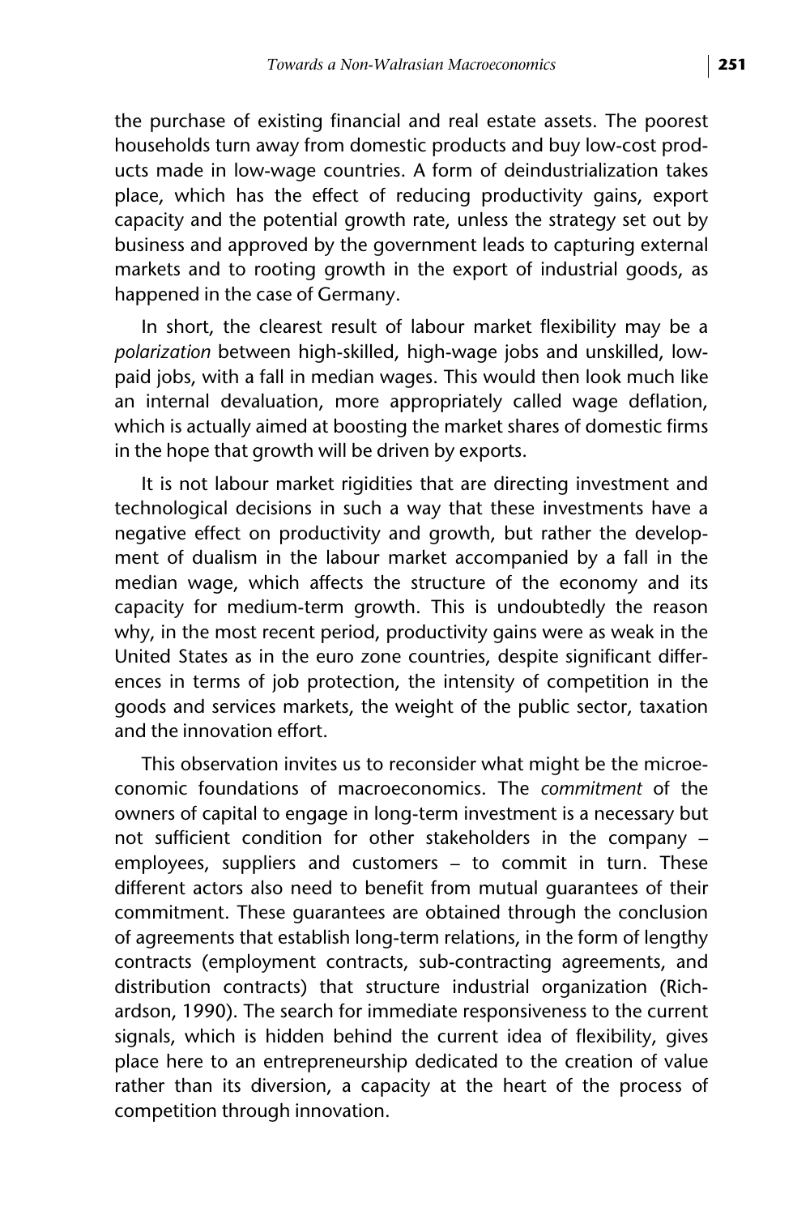the purchase of existing financial and real estate assets. The poorest households turn away from domestic products and buy low-cost products made in low-wage countries. A form of deindustrialization takes place, which has the effect of reducing productivity gains, export capacity and the potential growth rate, unless the strategy set out by business and approved by the government leads to capturing external markets and to rooting growth in the export of industrial goods, as happened in the case of Germany.

In short, the clearest result of labour market flexibility may be a *polarization* between high-skilled, high-wage jobs and unskilled, low-paid jobs, with a fall in median wages. This would then look much like an internal devaluation, more appropriately called wage deflation, which is actually aimed at boosting the market shares of domestic firms in the hope that growth will be driven by exports.

It is not labour market rigidities that are directing investment and technological decisions in such a way that these investments have a negative effect on productivity and growth, but rather the development of dualism in the labour market accompanied by a fall in the median wage, which affects the structure of the economy and its capacity for medium-term growth. This is undoubtedly the reason why, in the most recent period, productivity gains were as weak in the United States as in the euro zone countries, despite significant differences in terms of job protection, the intensity of competition in the goods and services markets, the weight of the public sector, taxation and the innovation effort.

This observation invites us to reconsider what might be the microeconomic foundations of macroeconomics. The *commitment* of the owners of capital to engage in long-term investment is a necessary but not sufficient condition for other stakeholders in the company – employees, suppliers and customers – to commit in turn. These different actors also need to benefit from mutual guarantees of their commitment. These guarantees are obtained through the conclusion of agreements that establish long-term relations, in the form of lengthy contracts (employment contracts, sub-contracting agreements, and distribution contracts) that structure industrial organization (Richardson, 1990). The search for immediate responsiveness to the current signals, which is hidden behind the current idea of flexibility, gives place here to an entrepreneurship dedicated to the creation of value rather than its diversion, a capacity at the heart of the process of competition through innovation.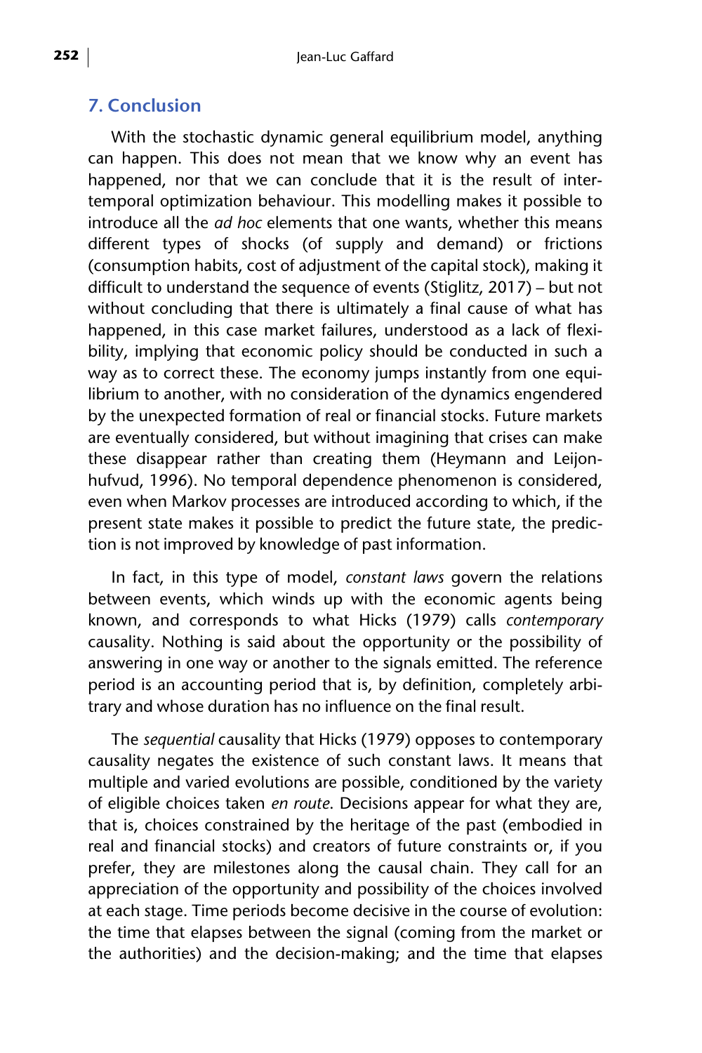## 7. Conclusion

With the stochastic dynamic general equilibrium model, anything can happen. This does not mean that we know why an event has happened, nor that we can conclude that it is the result of intertemporal optimization behaviour. This modelling makes it possible to introduce all the *ad hoc* elements that one wants, whether this means different types of shocks (of supply and demand) or frictions (consumption habits, cost of adjustment of the capital stock), making it difficult to understand the sequence of events (Stiglitz, 2017) – but not without concluding that there is ultimately a final cause of what has happened, in this case market failures, understood as a lack of flexibility, implying that economic policy should be conducted in such a way as to correct these. The economy jumps instantly from one equilibrium to another, with no consideration of the dynamics engendered by the unexpected formation of real or financial stocks. Future markets are eventually considered, but without imagining that crises can make these disappear rather than creating them (Heymann and Leijonhufvud, 1996). No temporal dependence phenomenon is considered, even when Markov processes are introduced according to which, if the present state makes it possible to predict the future state, the prediction is not improved by knowledge of past information.

In fact, in this type of model, *constant laws* govern the relations between events, which winds up with the economic agents being known, and corresponds to what Hicks (1979) calls *contemporary* causality. Nothing is said about the opportunity or the possibility of answering in one way or another to the signals emitted. The reference period is an accounting period that is, by definition, completely arbitrary and whose duration has no influence on the final result.

The *sequential* causality that Hicks (1979) opposes to contemporary causality negates the existence of such constant laws. It means that multiple and varied evolutions are possible, conditioned by the variety of eligible choices taken *en route*. Decisions appear for what they are, that is, choices constrained by the heritage of the past (embodied in real and financial stocks) and creators of future constraints or, if you prefer, they are milestones along the causal chain. They call for an appreciation of the opportunity and possibility of the choices involved at each stage. Time periods become decisive in the course of evolution: the time that elapses between the signal (coming from the market or the authorities) and the decision-making; and the time that elapses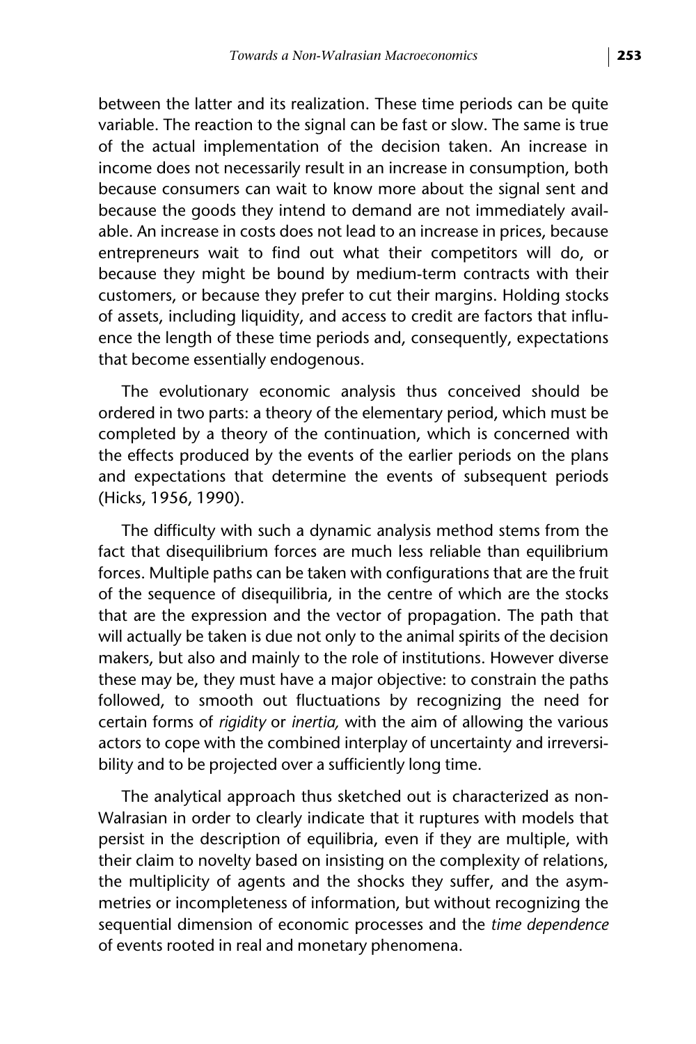between the latter and its realization. These time periods can be quite variable. The reaction to the signal can be fast or slow. The same is true of the actual implementation of the decision taken. An increase in income does not necessarily result in an increase in consumption, both because consumers can wait to know more about the signal sent and because the goods they intend to demand are not immediately available. An increase in costs does not lead to an increase in prices, because entrepreneurs wait to find out what their competitors will do, or because they might be bound by medium-term contracts with their customers, or because they prefer to cut their margins. Holding stocks of assets, including liquidity, and access to credit are factors that influence the length of these time periods and, consequently, expectations that become essentially endogenous.

The evolutionary economic analysis thus conceived should be ordered in two parts: a theory of the elementary period, which must be completed by a theory of the continuation, which is concerned with the effects produced by the events of the earlier periods on the plans and expectations that determine the events of subsequent periods (Hicks, 1956, 1990).

The difficulty with such a dynamic analysis method stems from the fact that disequilibrium forces are much less reliable than equilibrium forces. Multiple paths can be taken with configurations that are the fruit of the sequence of disequilibria, in the centre of which are the stocks that are the expression and the vector of propagation. The path that will actually be taken is due not only to the animal spirits of the decision makers, but also and mainly to the role of institutions. However diverse these may be, they must have a major objective: to constrain the paths followed, to smooth out fluctuations by recognizing the need for certain forms of *rigidity* or *inertia,* with the aim of allowing the various actors to cope with the combined interplay of uncertainty and irreversibility and to be projected over a sufficiently long time.

The analytical approach thus sketched out is characterized as non-Walrasian in order to clearly indicate that it ruptures with models that persist in the description of equilibria, even if they are multiple, with their claim to novelty based on insisting on the complexity of relations, the multiplicity of agents and the shocks they suffer, and the asymmetries or incompleteness of information, but without recognizing the sequential dimension of economic processes and the *time dependence* of events rooted in real and monetary phenomena.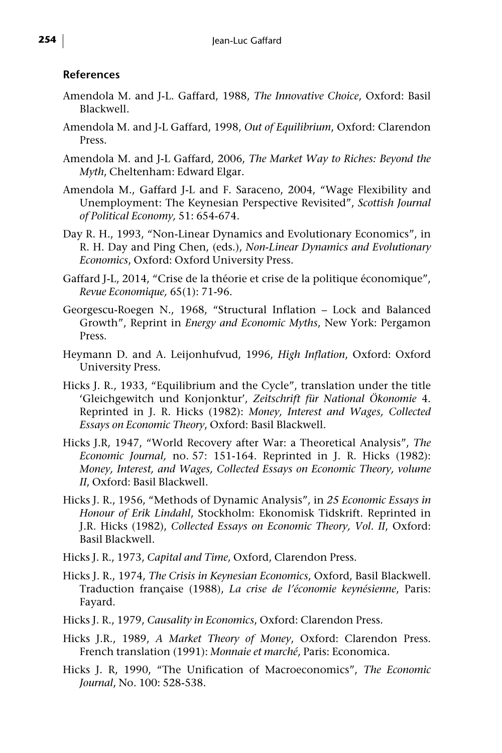## References

Amendola M. and J-L. Gaffard, 1988, *The Innovative Choice*, Oxford: Basil Blackwell.

Amendola M. and J-L Gaffard, 1998, *Out of Equilibrium*, Oxford: Clarendon Press.

Amendola M. and J-L Gaffard, 2006, *The Market Way to Riches: Beyond the Myth*, Cheltenham: Edward Elgar.

Amendola M., Gaffard J-L and F. Saraceno, 2004, "Wage Flexibility and Unemployment: The Keynesian Perspective Revisited", *Scottish Journal of Political Economy,* 51: 654-674.

Day R. H., 1993, "Non-Linear Dynamics and Evolutionary Economics", in R. H. Day and Ping Chen, (eds.), *Non-Linear Dynamics and Evolutionary Economics*, Oxford: Oxford University Press.

Gaffard J-L, 2014, "Crise de la théorie et crise de la politique économique", *Revue Economique,* 65(1): 71-96.

Georgescu-Roegen N., 1968, "Structural Inflation – Lock and Balanced Growth", Reprint in *Energy and Economic Myths*, New York: Pergamon Press.

Heymann D. and A. Leijonhufvud, 1996, *High Inflation*, Oxford: Oxford University Press.

Hicks J. R., 1933, "Equilibrium and the Cycle", translation under the title 'Gleichgewitch und Konjonktur', *Zeitschrift für National Ökonomie* 4. Reprinted in J. R. Hicks (1982): *Money, Interest and Wages, Collected Essays on Economic Theory*, Oxford: Basil Blackwell.

Hicks J.R, 1947, "World Recovery after War: a Theoretical Analysis", *The Economic Journal,* no. 57: 151-164. Reprinted in J. R. Hicks (1982): *Money, Interest, and Wages, Collected Essays on Economic Theory, volume II*, Oxford: Basil Blackwell.

Hicks J. R., 1956, "Methods of Dynamic Analysis", in *25 Economic Essays in Honour of Erik Lindahl*, Stockholm: Ekonomisk Tidskrift. Reprinted in J.R. Hicks (1982), *Collected Essays on Economic Theory, Vol. II*, Oxford: Basil Blackwell.

Hicks J. R., 1973, *Capital and Time*, Oxford, Clarendon Press.

Hicks J. R., 1974, *The Crisis in Keynesian Economics*, Oxford, Basil Blackwell. Traduction française (1988), *La crise de l'économie keynésienne*, Paris: Fayard.

Hicks J. R., 1979, *Causality in Economics*, Oxford: Clarendon Press.

Hicks J.R., 1989, *A Market Theory of Money*, Oxford: Clarendon Press. French translation (1991): *Monnaie et marché*, Paris: Economica.

Hicks J. R, 1990, "The Unification of Macroeconomics", *The Economic Journal*, No. 100: 528-538.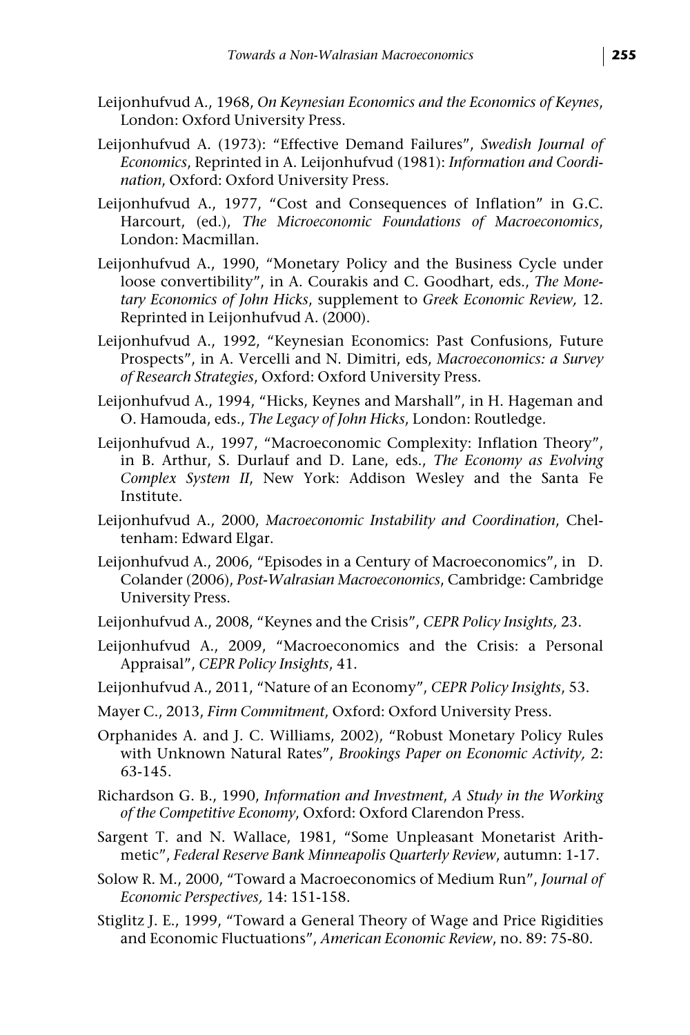Leijonhufvud A., 1968, *On Keynesian Economics and the Economics of Keynes*, London: Oxford University Press.

Leijonhufvud A. (1973): "Effective Demand Failures", *Swedish Journal of Economics*, Reprinted in A. Leijonhufvud (1981): *Information and Coordination*, Oxford: Oxford University Press.

Leijonhufvud A., 1977, "Cost and Consequences of Inflation" in G.C. Harcourt, (ed.), *The Microeconomic Foundations of Macroeconomics*, London: Macmillan.

Leijonhufvud A., 1990, "Monetary Policy and the Business Cycle under loose convertibility", in A. Courakis and C. Goodhart, eds., *The Monetary Economics of John Hicks*, supplement to *Greek Economic Review,* 12. Reprinted in Leijonhufvud A. (2000).

Leijonhufvud A., 1992, "Keynesian Economics: Past Confusions, Future Prospects", in A. Vercelli and N. Dimitri, eds, *Macroeconomics: a Survey of Research Strategies*, Oxford: Oxford University Press.

Leijonhufvud A., 1994, "Hicks, Keynes and Marshall", in H. Hageman and O. Hamouda, eds., *The Legacy of John Hicks*, London: Routledge.

Leijonhufvud A., 1997, "Macroeconomic Complexity: Inflation Theory", in B. Arthur, S. Durlauf and D. Lane, eds., *The Economy as Evolving Complex System II*, New York: Addison Wesley and the Santa Fe Institute.

Leijonhufvud A., 2000, *Macroeconomic Instability and Coordination*, Cheltenham: Edward Elgar.

Leijonhufvud A., 2006, "Episodes in a Century of Macroeconomics", in D. Colander (2006), *Post-Walrasian Macroeconomics*, Cambridge: Cambridge University Press.

Leijonhufvud A., 2008, "Keynes and the Crisis", *CEPR Policy Insights,* 23.

Leijonhufvud A., 2009, "Macroeconomics and the Crisis: a Personal Appraisal", *CEPR Policy Insights*, 41.

Leijonhufvud A., 2011, "Nature of an Economy", *CEPR Policy Insights*, 53.

Mayer C., 2013, *Firm Commitment*, Oxford: Oxford University Press.

Orphanides A. and J. C. Williams, 2002), "Robust Monetary Policy Rules with Unknown Natural Rates", *Brookings Paper on Economic Activity,* 2: 63-145.

Richardson G. B., 1990, *Information and Investment*, *A Study in the Working of the Competitive Economy*, Oxford: Oxford Clarendon Press.

Sargent T. and N. Wallace, 1981, "Some Unpleasant Monetarist Arithmetic", *Federal Reserve Bank Minneapolis Quarterly Review*, autumn: 1-17.

Solow R. M., 2000, "Toward a Macroeconomics of Medium Run", *Journal of Economic Perspectives,* 14: 151-158.

Stiglitz J. E., 1999, "Toward a General Theory of Wage and Price Rigidities and Economic Fluctuations", *American Economic Review*, no. 89: 75-80.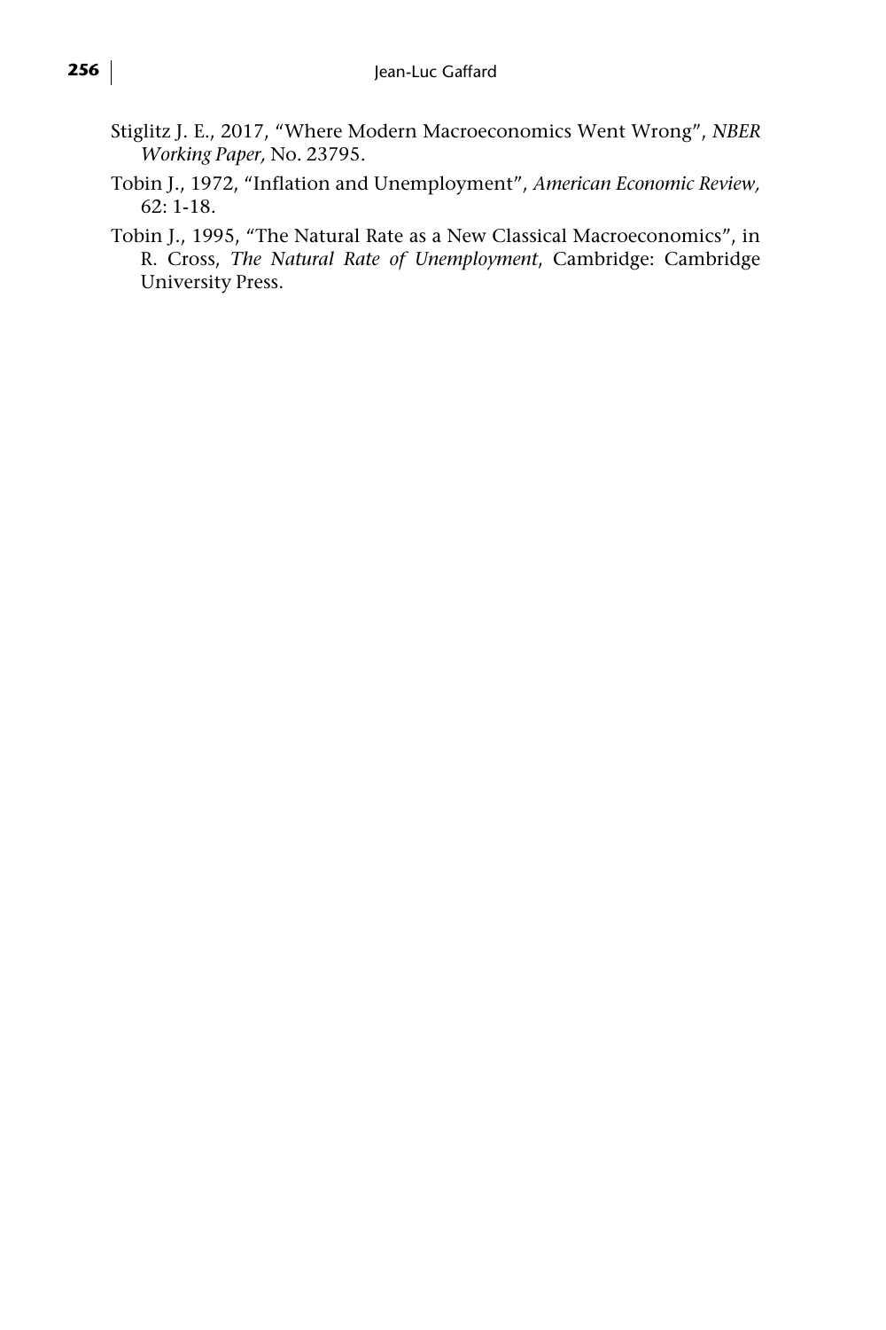Stiglitz J. E., 2017, “Where Modern Macroeconomics Went Wrong”, *NBER Working Paper,* No. 23795.

Tobin J., 1972, “Inflation and Unemployment”, *American Economic Review,* 62: 1-18.

Tobin J., 1995, “The Natural Rate as a New Classical Macroeconomics”, in R. Cross, *The Natural Rate of Unemployment*, Cambridge: Cambridge University Press.